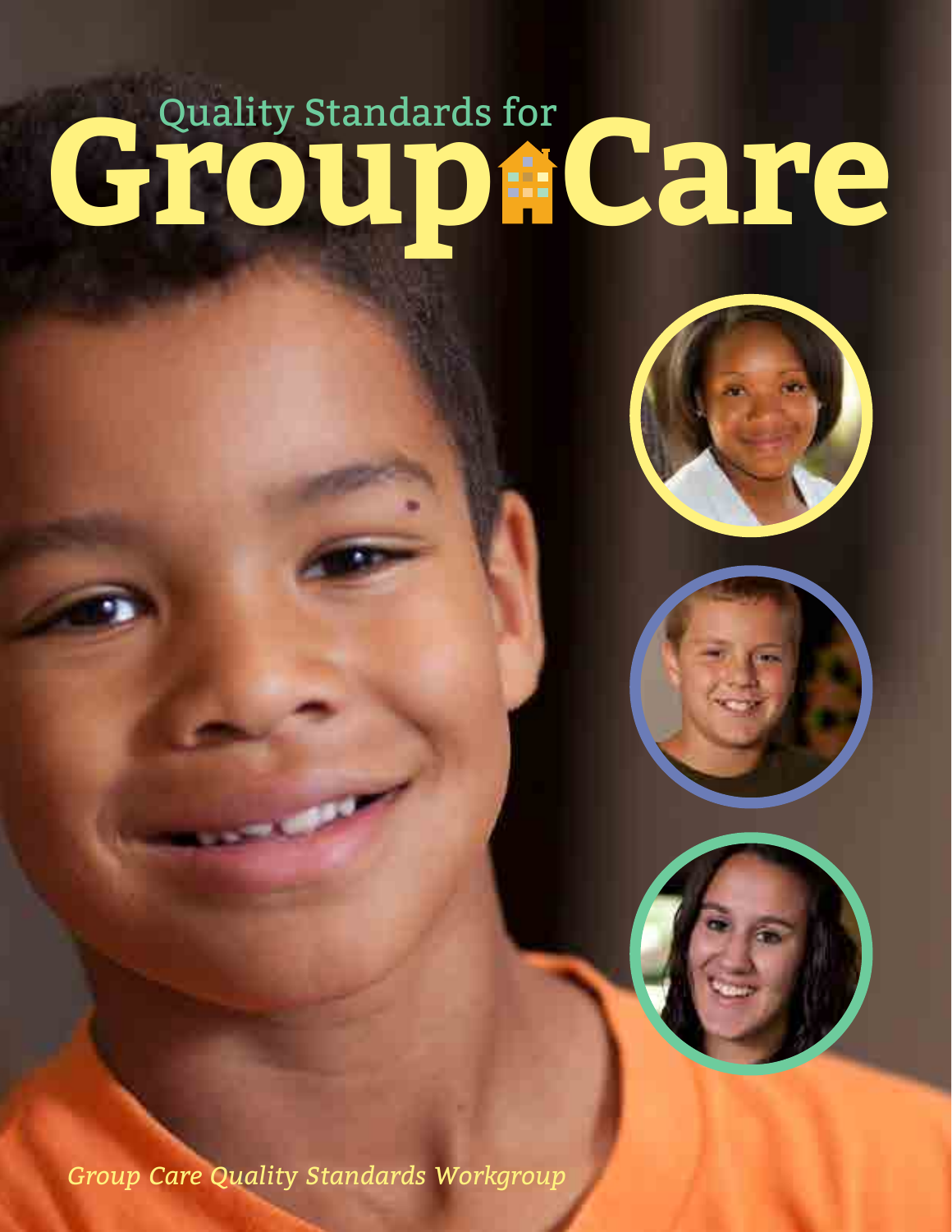# Quality Standards for Group Care

*Group Care Quality Standards Workgroup*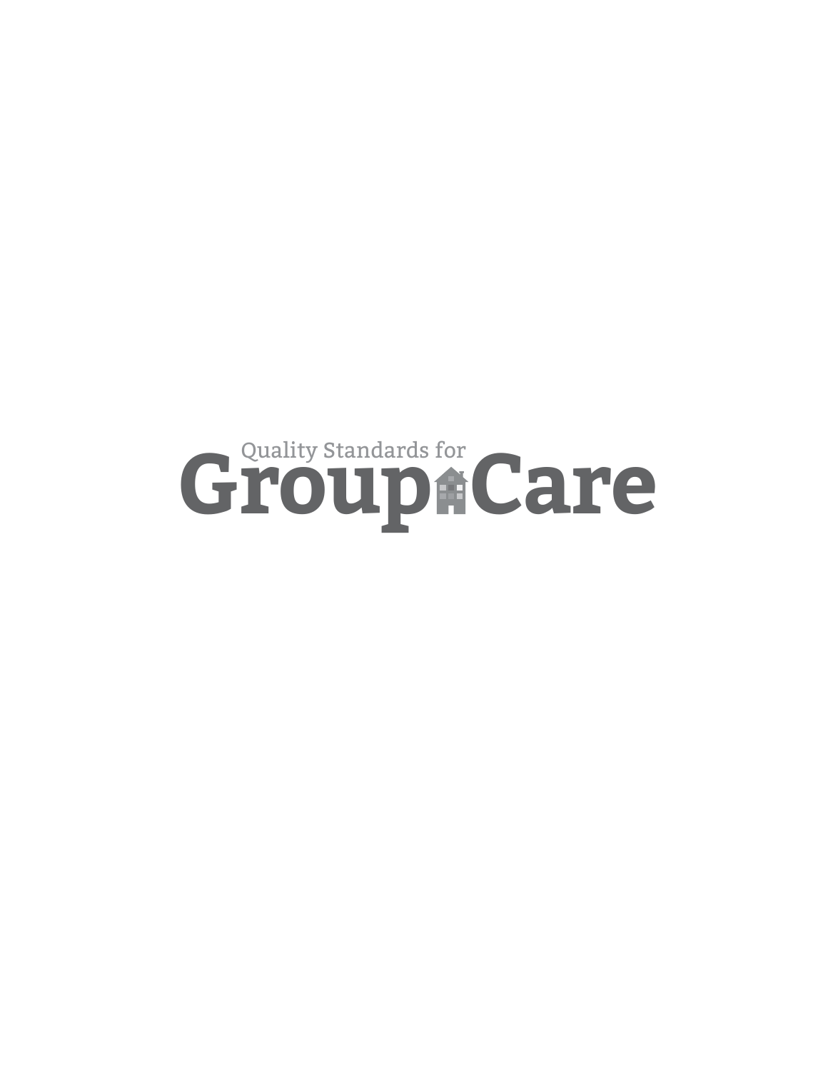Quality Standards for

# Group Care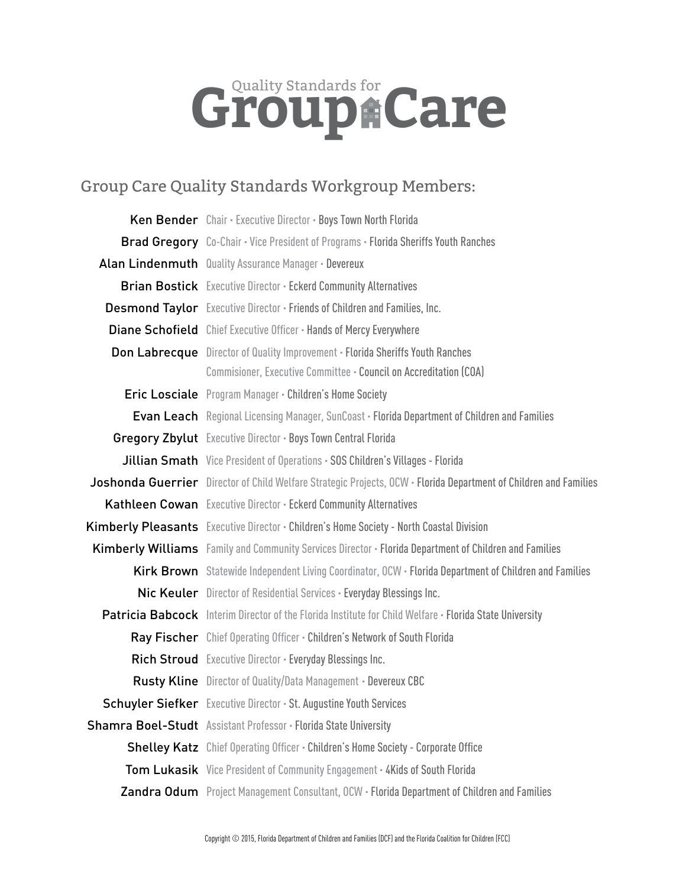# Quality Standards for Group Care

## Group Care Quality Standards Workgroup Members:

**Ken Bender** Chair • Executive Director • Boys Town North Florida

**Brad Gregory** Co-Chair • Vice President of Programs • Florida Sheriffs Youth Ranches

**Alan Lindenmuth** Quality Assurance Manager • Devereux

**Brian Bostick** Executive Director • Eckerd Community Alternatives

**Desmond Taylor** Executive Director • Friends of Children and Families, Inc.

**Diane Schofield** Chief Executive Officer • Hands of Mercy Everywhere

**Don Labrecque** Director of Quality Improvement • Florida Sheriffs Youth Ranches
Commisioner, Executive Committee • Council on Accreditation (COA)

**Eric Losciale** Program Manager • Children's Home Society

**Evan Leach** Regional Licensing Manager, SunCoast • Florida Department of Children and Families

**Gregory Zbylut** Executive Director • Boys Town Central Florida

**Jillian Smath** Vice President of Operations • SOS Children's Villages - Florida

**Joshonda Guerrier** Director of Child Welfare Strategic Projects, OCW • Florida Department of Children and Families

**Kathleen Cowan** Executive Director • Eckerd Community Alternatives

**Kimberly Pleasants** Executive Director • Children's Home Society - North Coastal Division

**Kimberly Williams** Family and Community Services Director • Florida Department of Children and Families

**Kirk Brown** Statewide Independent Living Coordinator, OCW • Florida Department of Children and Families

**Nic Keuler** Director of Residential Services • Everyday Blessings Inc.

**Patricia Babcock** Interim Director of the Florida Institute for Child Welfare • Florida State University

**Ray Fischer** Chief Operating Officer • Children's Network of South Florida

**Rich Stroud** Executive Director • Everyday Blessings Inc.

**Rusty Kline** Director of Quality/Data Management • Devereux CBC

**Schuyler Siefker** Executive Director • St. Augustine Youth Services

**Shamra Boel-Studt** Assistant Professor • Florida State University

**Shelley Katz** Chief Operating Officer • Children's Home Society - Corporate Office

**Tom Lukasik** Vice President of Community Engagement • 4Kids of South Florida

**Zandra Odum** Project Management Consultant, OCW • Florida Department of Children and Families

Copyright © 2015, Florida Department of Children and Families (DCF) and the Florida Coalition for Children (FCC)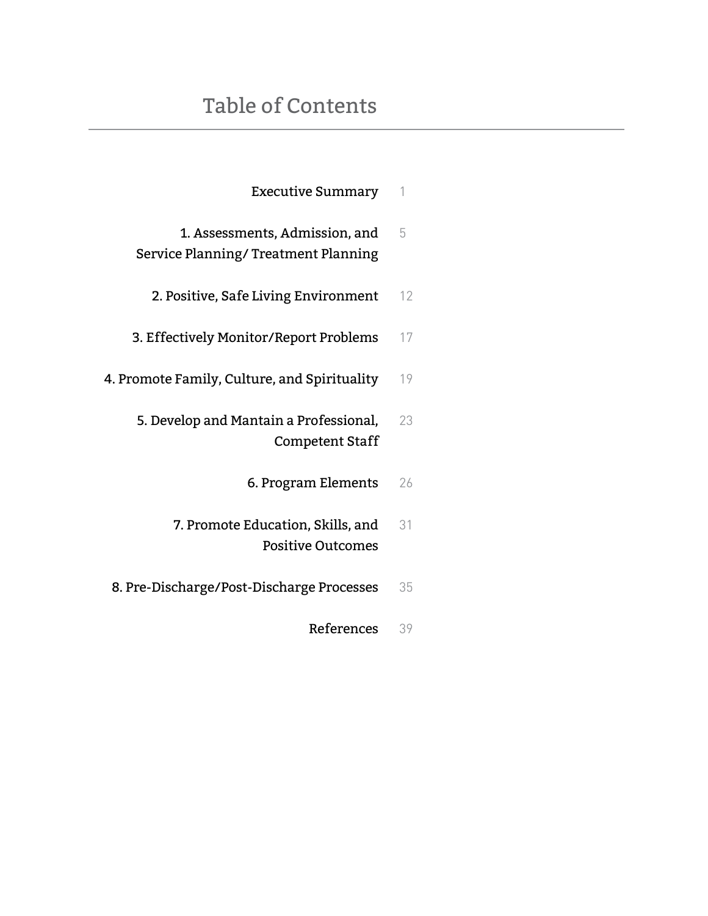# Table of Contents

| | |
|---|---|
| Executive Summary | 1 |
| 1. Assessments, Admission, and Service Planning/ Treatment Planning | 5 |
| 2. Positive, Safe Living Environment | 12 |
| 3. Effectively Monitor/Report Problems | 17 |
| 4. Promote Family, Culture, and Spirituality | 19 |
| 5. Develop and Mantain a Professional, Competent Staff | 23 |
| 6. Program Elements | 26 |
| 7. Promote Education, Skills, and Positive Outcomes | 31 |
| 8. Pre-Discharge/Post-Discharge Processes | 35 |
| References | 39 |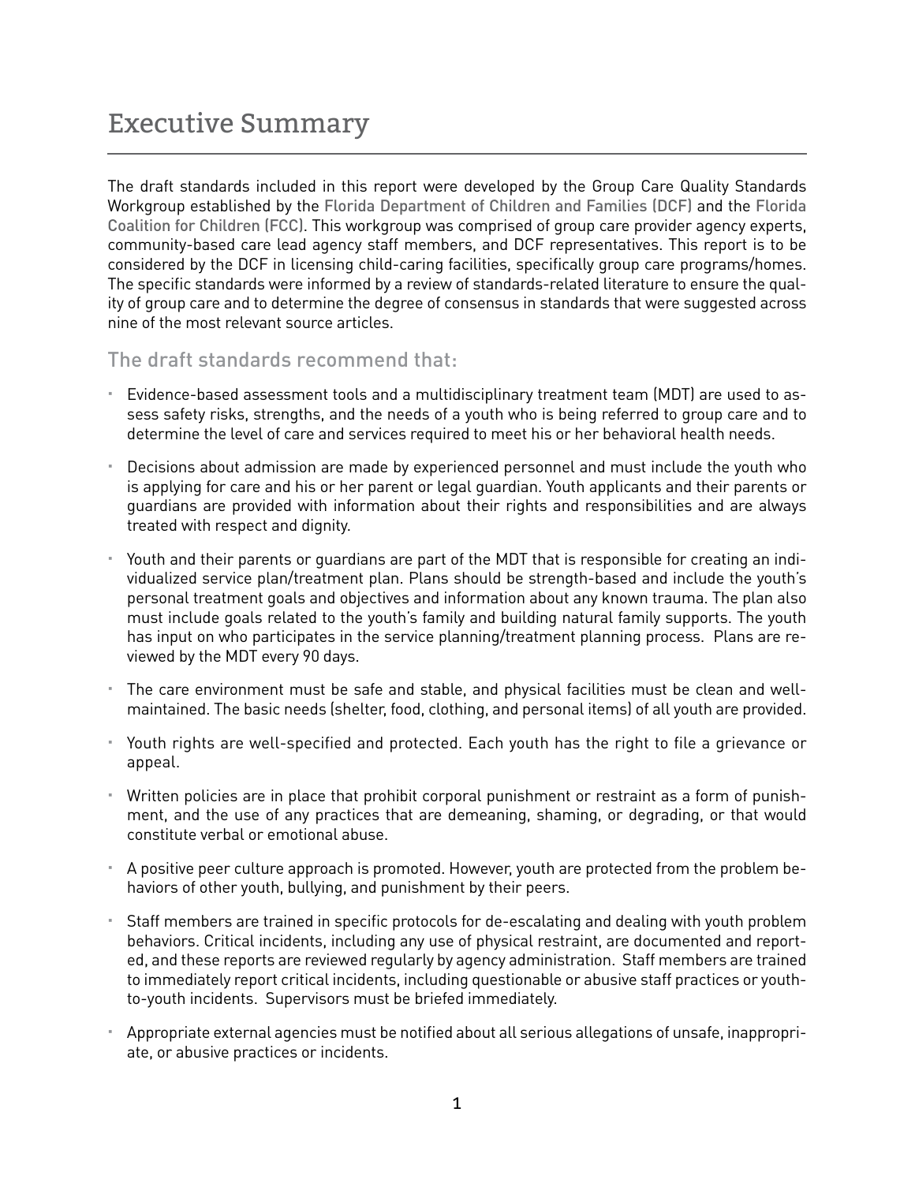# Executive Summary

The draft standards included in this report were developed by the Group Care Quality Standards Workgroup established by the Florida Department of Children and Families (DCF) and the Florida Coalition for Children (FCC). This workgroup was comprised of group care provider agency experts, community-based care lead agency staff members, and DCF representatives. This report is to be considered by the DCF in licensing child-caring facilities, specifically group care programs/homes. The specific standards were informed by a review of standards-related literature to ensure the quality of group care and to determine the degree of consensus in standards that were suggested across nine of the most relevant source articles.

## The draft standards recommend that:

- Evidence-based assessment tools and a multidisciplinary treatment team (MDT) are used to assess safety risks, strengths, and the needs of a youth who is being referred to group care and to determine the level of care and services required to meet his or her behavioral health needs.
- Decisions about admission are made by experienced personnel and must include the youth who is applying for care and his or her parent or legal guardian. Youth applicants and their parents or guardians are provided with information about their rights and responsibilities and are always treated with respect and dignity.
- Youth and their parents or guardians are part of the MDT that is responsible for creating an individualized service plan/treatment plan. Plans should be strength-based and include the youth's personal treatment goals and objectives and information about any known trauma. The plan also must include goals related to the youth's family and building natural family supports. The youth has input on who participates in the service planning/treatment planning process. Plans are reviewed by the MDT every 90 days.
- The care environment must be safe and stable, and physical facilities must be clean and well-maintained. The basic needs (shelter, food, clothing, and personal items) of all youth are provided.
- Youth rights are well-specified and protected. Each youth has the right to file a grievance or appeal.
- Written policies are in place that prohibit corporal punishment or restraint as a form of punishment, and the use of any practices that are demeaning, shaming, or degrading, or that would constitute verbal or emotional abuse.
- A positive peer culture approach is promoted. However, youth are protected from the problem behaviors of other youth, bullying, and punishment by their peers.
- Staff members are trained in specific protocols for de-escalating and dealing with youth problem behaviors. Critical incidents, including any use of physical restraint, are documented and reported, and these reports are reviewed regularly by agency administration. Staff members are trained to immediately report critical incidents, including questionable or abusive staff practices or youth-to-youth incidents. Supervisors must be briefed immediately.
- Appropriate external agencies must be notified about all serious allegations of unsafe, inappropriate, or abusive practices or incidents.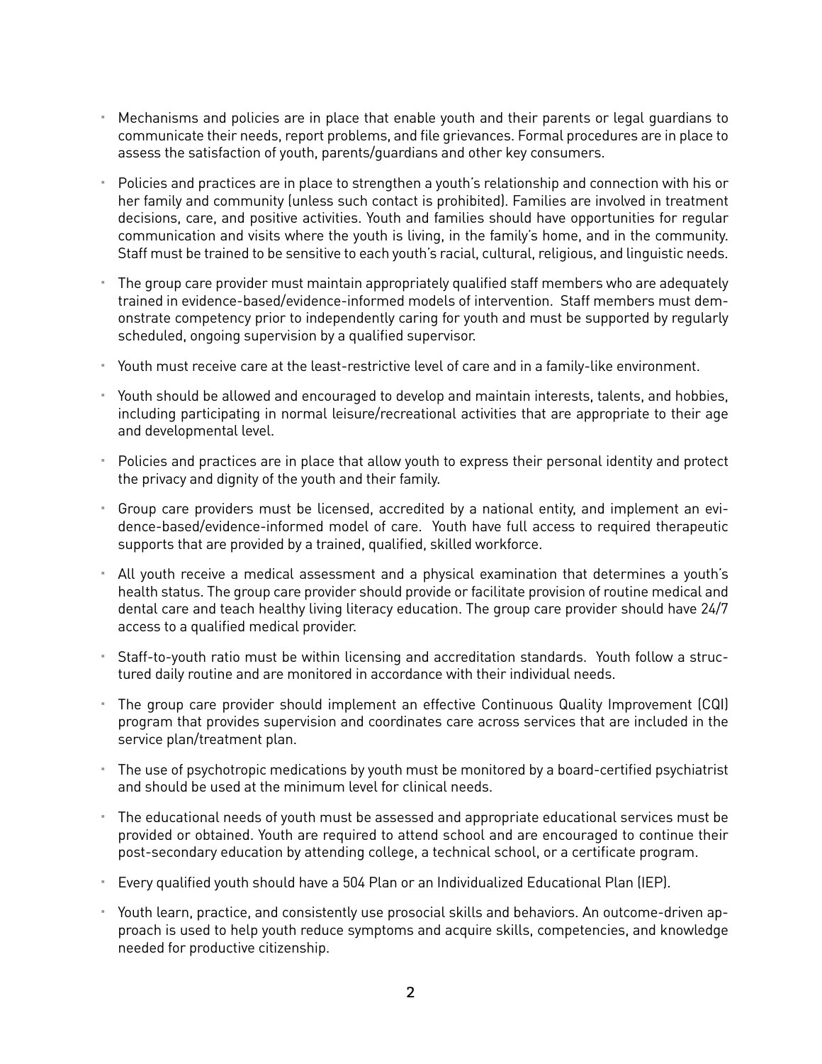- Mechanisms and policies are in place that enable youth and their parents or legal guardians to communicate their needs, report problems, and file grievances. Formal procedures are in place to assess the satisfaction of youth, parents/guardians and other key consumers.
- Policies and practices are in place to strengthen a youth's relationship and connection with his or her family and community (unless such contact is prohibited). Families are involved in treatment decisions, care, and positive activities. Youth and families should have opportunities for regular communication and visits where the youth is living, in the family's home, and in the community. Staff must be trained to be sensitive to each youth's racial, cultural, religious, and linguistic needs.
- The group care provider must maintain appropriately qualified staff members who are adequately trained in evidence-based/evidence-informed models of intervention. Staff members must demonstrate competency prior to independently caring for youth and must be supported by regularly scheduled, ongoing supervision by a qualified supervisor.
- Youth must receive care at the least-restrictive level of care and in a family-like environment.
- Youth should be allowed and encouraged to develop and maintain interests, talents, and hobbies, including participating in normal leisure/recreational activities that are appropriate to their age and developmental level.
- Policies and practices are in place that allow youth to express their personal identity and protect the privacy and dignity of the youth and their family.
- Group care providers must be licensed, accredited by a national entity, and implement an evidence-based/evidence-informed model of care. Youth have full access to required therapeutic supports that are provided by a trained, qualified, skilled workforce.
- All youth receive a medical assessment and a physical examination that determines a youth's health status. The group care provider should provide or facilitate provision of routine medical and dental care and teach healthy living literacy education. The group care provider should have 24/7 access to a qualified medical provider.
- Staff-to-youth ratio must be within licensing and accreditation standards. Youth follow a structured daily routine and are monitored in accordance with their individual needs.
- The group care provider should implement an effective Continuous Quality Improvement (CQI) program that provides supervision and coordinates care across services that are included in the service plan/treatment plan.
- The use of psychotropic medications by youth must be monitored by a board-certified psychiatrist and should be used at the minimum level for clinical needs.
- The educational needs of youth must be assessed and appropriate educational services must be provided or obtained. Youth are required to attend school and are encouraged to continue their post-secondary education by attending college, a technical school, or a certificate program.
- Every qualified youth should have a 504 Plan or an Individualized Educational Plan (IEP).
- Youth learn, practice, and consistently use prosocial skills and behaviors. An outcome-driven approach is used to help youth reduce symptoms and acquire skills, competencies, and knowledge needed for productive citizenship.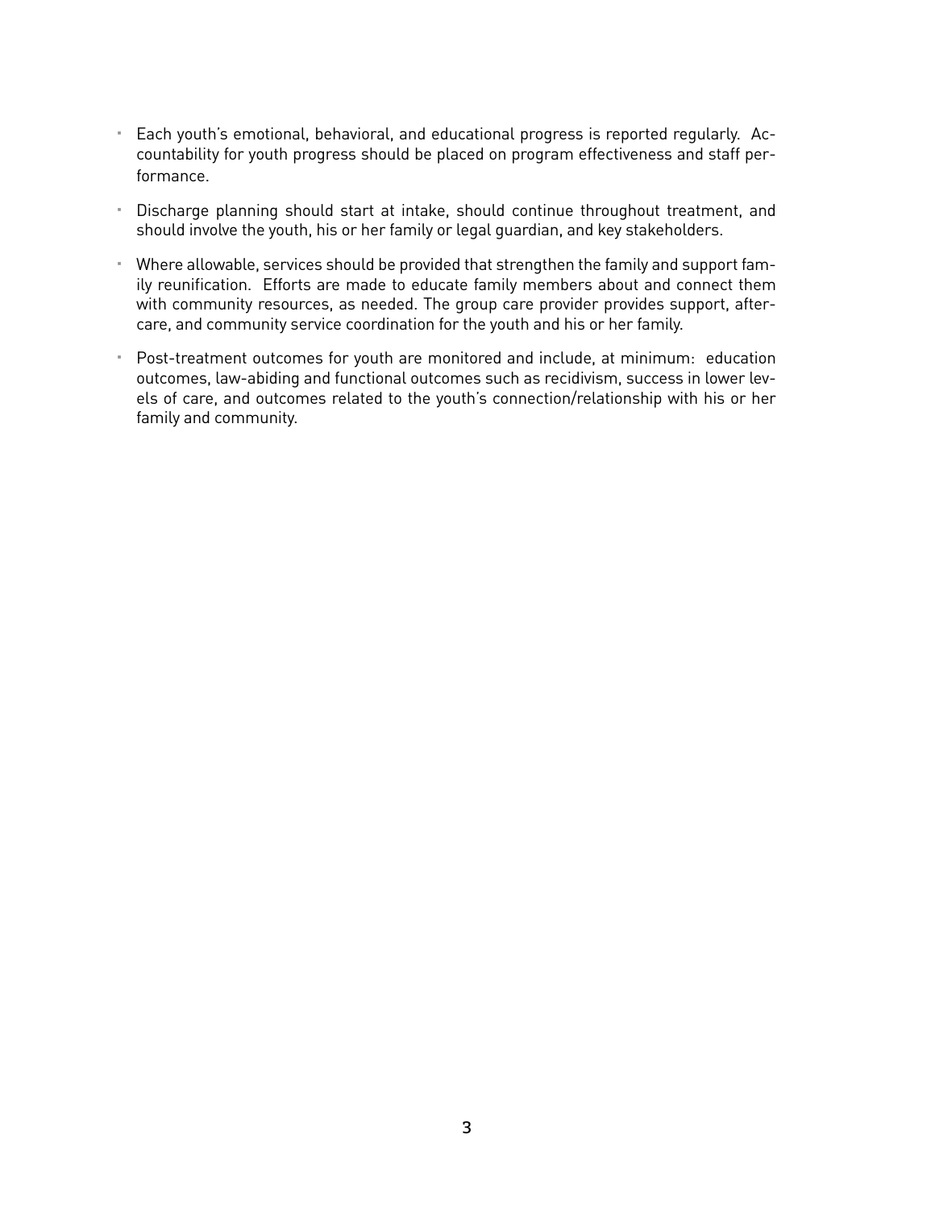- Each youth's emotional, behavioral, and educational progress is reported regularly. Accountability for youth progress should be placed on program effectiveness and staff performance.
- Discharge planning should start at intake, should continue throughout treatment, and should involve the youth, his or her family or legal guardian, and key stakeholders.
- Where allowable, services should be provided that strengthen the family and support family reunification. Efforts are made to educate family members about and connect them with community resources, as needed. The group care provider provides support, aftercare, and community service coordination for the youth and his or her family.
- Post-treatment outcomes for youth are monitored and include, at minimum: education outcomes, law-abiding and functional outcomes such as recidivism, success in lower levels of care, and outcomes related to the youth's connection/relationship with his or her family and community.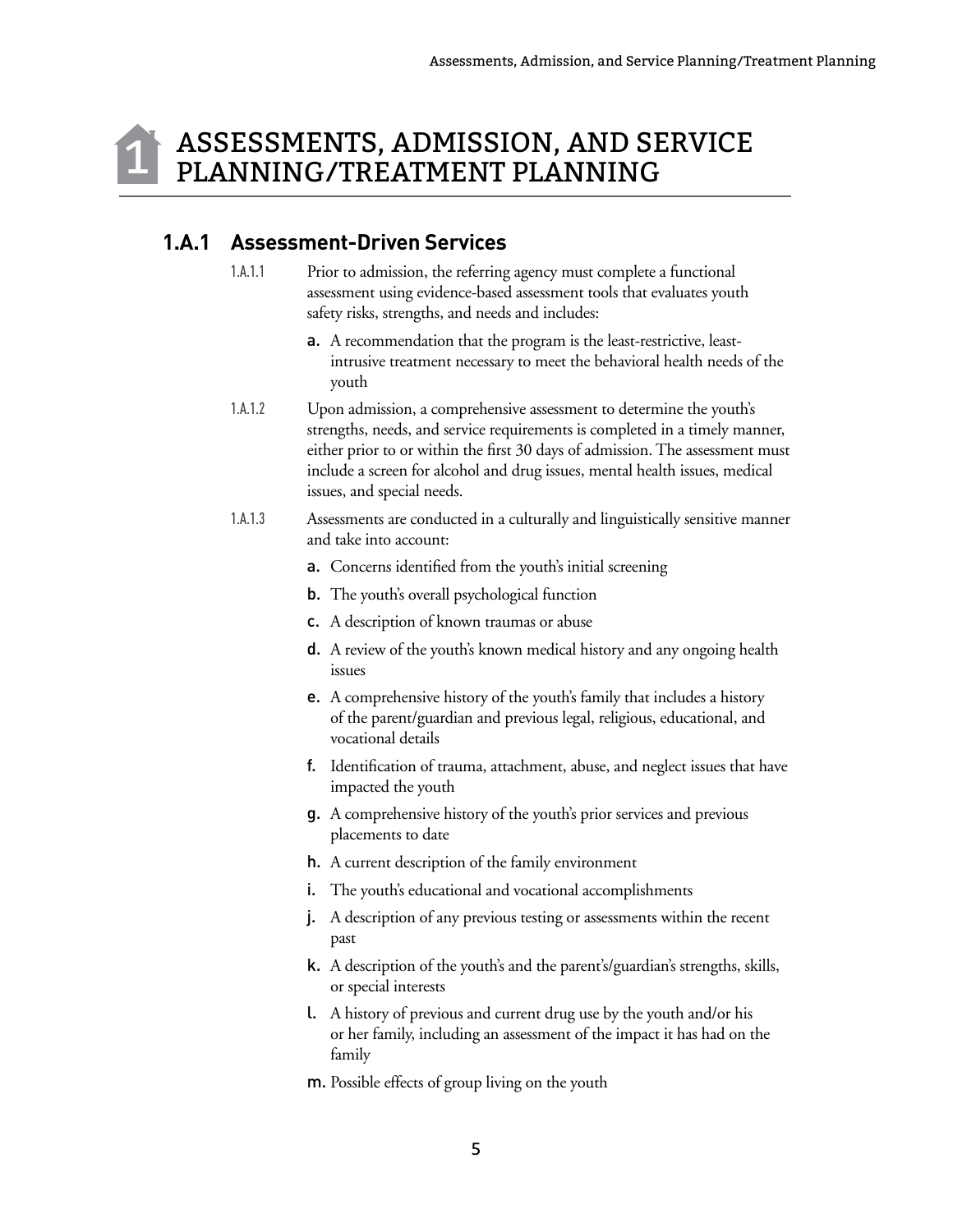# 1 ASSESSMENTS, ADMISSION, AND SERVICE PLANNING/TREATMENT PLANNING

## 1.A.1 Assessment-Driven Services

1.A.1.1 Prior to admission, the referring agency must complete a functional assessment using evidence-based assessment tools that evaluates youth safety risks, strengths, and needs and includes:

- a. A recommendation that the program is the least-restrictive, least-intrusive treatment necessary to meet the behavioral health needs of the youth

1.A.1.2 Upon admission, a comprehensive assessment to determine the youth's strengths, needs, and service requirements is completed in a timely manner, either prior to or within the first 30 days of admission. The assessment must include a screen for alcohol and drug issues, mental health issues, medical issues, and special needs.

1.A.1.3 Assessments are conducted in a culturally and linguistically sensitive manner and take into account:

- a. Concerns identified from the youth's initial screening
- b. The youth's overall psychological function
- c. A description of known traumas or abuse
- d. A review of the youth's known medical history and any ongoing health issues
- e. A comprehensive history of the youth's family that includes a history of the parent/guardian and previous legal, religious, educational, and vocational details
- f. Identification of trauma, attachment, abuse, and neglect issues that have impacted the youth
- g. A comprehensive history of the youth's prior services and previous placements to date
- h. A current description of the family environment
- i. The youth's educational and vocational accomplishments
- j. A description of any previous testing or assessments within the recent past
- k. A description of the youth's and the parent's/guardian's strengths, skills, or special interests
- l. A history of previous and current drug use by the youth and/or his or her family, including an assessment of the impact it has had on the family
- m. Possible effects of group living on the youth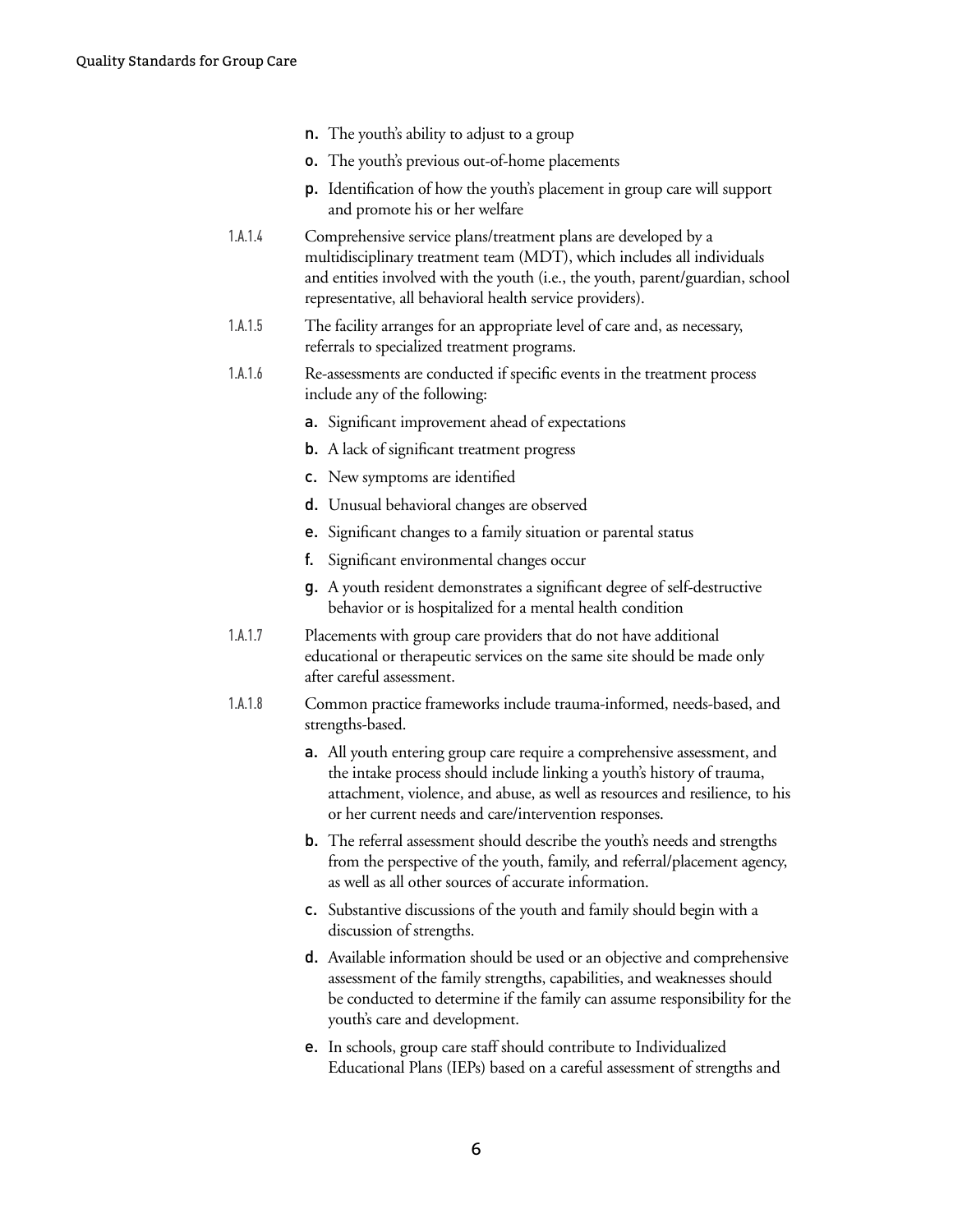n. The youth's ability to adjust to a group

o. The youth's previous out-of-home placements

p. Identification of how the youth's placement in group care will support and promote his or her welfare

1.A.1.4 Comprehensive service plans/treatment plans are developed by a multidisciplinary treatment team (MDT), which includes all individuals and entities involved with the youth (i.e., the youth, parent/guardian, school representative, all behavioral health service providers).

1.A.1.5 The facility arranges for an appropriate level of care and, as necessary, referrals to specialized treatment programs.

1.A.1.6 Re-assessments are conducted if specific events in the treatment process include any of the following:

a. Significant improvement ahead of expectations

b. A lack of significant treatment progress

c. New symptoms are identified

d. Unusual behavioral changes are observed

e. Significant changes to a family situation or parental status

f. Significant environmental changes occur

g. A youth resident demonstrates a significant degree of self-destructive behavior or is hospitalized for a mental health condition

1.A.1.7 Placements with group care providers that do not have additional educational or therapeutic services on the same site should be made only after careful assessment.

1.A.1.8 Common practice frameworks include trauma-informed, needs-based, and strengths-based.

a. All youth entering group care require a comprehensive assessment, and the intake process should include linking a youth's history of trauma, attachment, violence, and abuse, as well as resources and resilience, to his or her current needs and care/intervention responses.

b. The referral assessment should describe the youth's needs and strengths from the perspective of the youth, family, and referral/placement agency, as well as all other sources of accurate information.

c. Substantive discussions of the youth and family should begin with a discussion of strengths.

d. Available information should be used or an objective and comprehensive assessment of the family strengths, capabilities, and weaknesses should be conducted to determine if the family can assume responsibility for the youth's care and development.

e. In schools, group care staff should contribute to Individualized Educational Plans (IEPs) based on a careful assessment of strengths and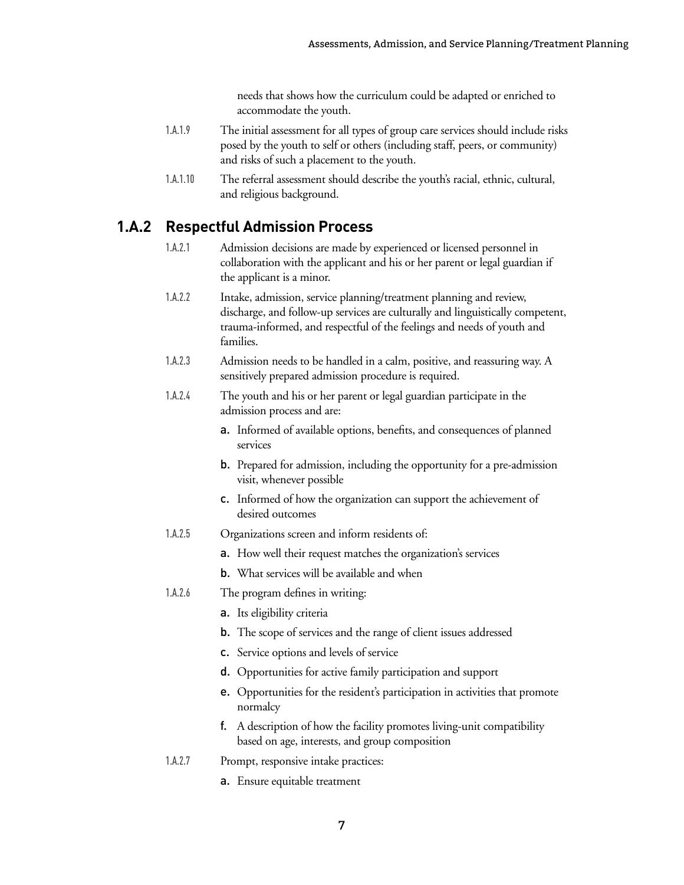needs that shows how the curriculum could be adapted or enriched to accommodate the youth.

1.A.1.9 The initial assessment for all types of group care services should include risks posed by the youth to self or others (including staff, peers, or community) and risks of such a placement to the youth.

1.A.1.10 The referral assessment should describe the youth's racial, ethnic, cultural, and religious background.

## 1.A.2 Respectful Admission Process

1.A.2.1 Admission decisions are made by experienced or licensed personnel in collaboration with the applicant and his or her parent or legal guardian if the applicant is a minor.

1.A.2.2 Intake, admission, service planning/treatment planning and review, discharge, and follow-up services are culturally and linguistically competent, trauma-informed, and respectful of the feelings and needs of youth and families.

1.A.2.3 Admission needs to be handled in a calm, positive, and reassuring way. A sensitively prepared admission procedure is required.

1.A.2.4 The youth and his or her parent or legal guardian participate in the admission process and are:

- **a.** Informed of available options, benefits, and consequences of planned services
- **b.** Prepared for admission, including the opportunity for a pre-admission visit, whenever possible
- **c.** Informed of how the organization can support the achievement of desired outcomes

1.A.2.5 Organizations screen and inform residents of:

- **a.** How well their request matches the organization's services
- **b.** What services will be available and when

1.A.2.6 The program defines in writing:

- **a.** Its eligibility criteria
- **b.** The scope of services and the range of client issues addressed
- **c.** Service options and levels of service
- **d.** Opportunities for active family participation and support
- **e.** Opportunities for the resident's participation in activities that promote normalcy
- **f.** A description of how the facility promotes living-unit compatibility based on age, interests, and group composition

1.A.2.7 Prompt, responsive intake practices:

- **a.** Ensure equitable treatment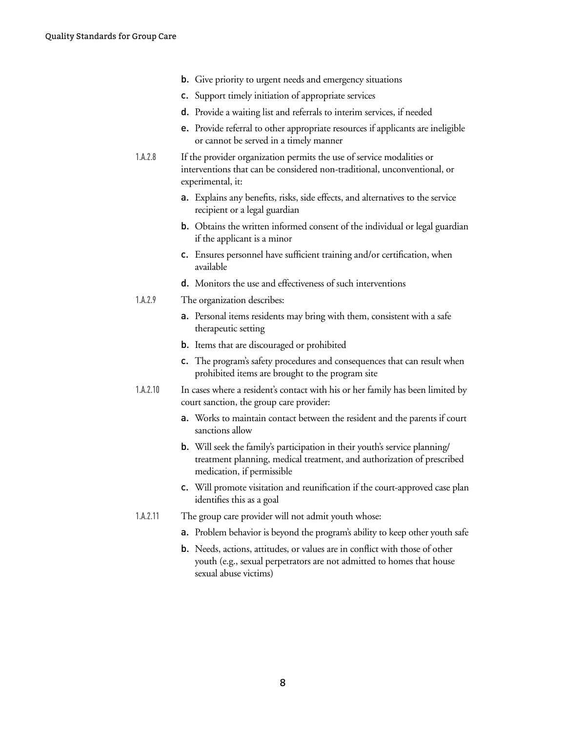b. Give priority to urgent needs and emergency situations

c. Support timely initiation of appropriate services

d. Provide a waiting list and referrals to interim services, if needed

e. Provide referral to other appropriate resources if applicants are ineligible or cannot be served in a timely manner

1.A.2.8 If the provider organization permits the use of service modalities or interventions that can be considered non-traditional, unconventional, or experimental, it:

a. Explains any benefits, risks, side effects, and alternatives to the service recipient or a legal guardian

b. Obtains the written informed consent of the individual or legal guardian if the applicant is a minor

c. Ensures personnel have sufficient training and/or certification, when available

d. Monitors the use and effectiveness of such interventions

1.A.2.9 The organization describes:

a. Personal items residents may bring with them, consistent with a safe therapeutic setting

b. Items that are discouraged or prohibited

c. The program's safety procedures and consequences that can result when prohibited items are brought to the program site

1.A.2.10 In cases where a resident's contact with his or her family has been limited by court sanction, the group care provider:

a. Works to maintain contact between the resident and the parents if court sanctions allow

b. Will seek the family's participation in their youth's service planning/ treatment planning, medical treatment, and authorization of prescribed medication, if permissible

c. Will promote visitation and reunification if the court-approved case plan identifies this as a goal

1.A.2.11 The group care provider will not admit youth whose:

a. Problem behavior is beyond the program's ability to keep other youth safe

b. Needs, actions, attitudes, or values are in conflict with those of other youth (e.g., sexual perpetrators are not admitted to homes that house sexual abuse victims)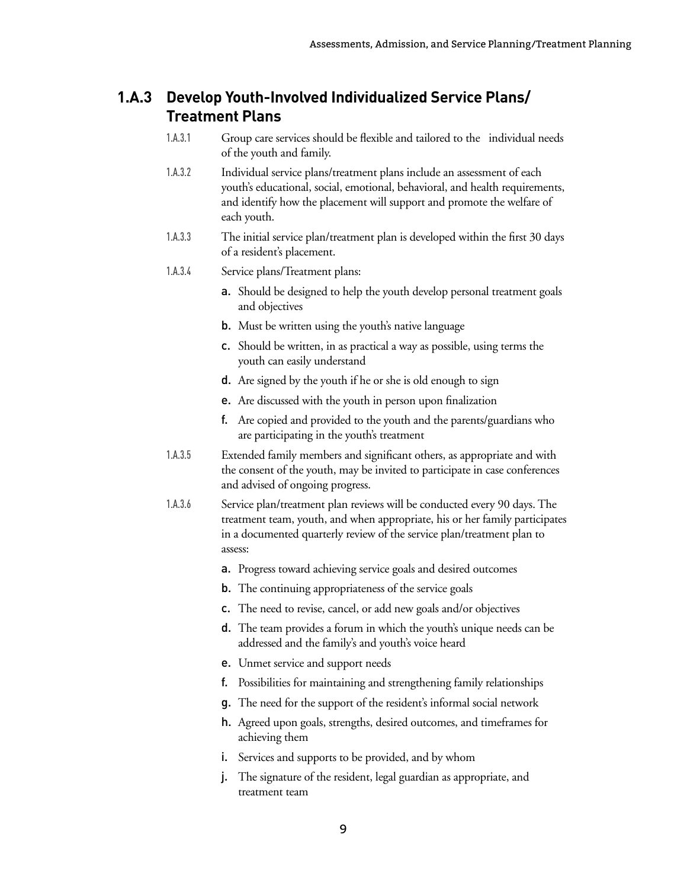## 1.A.3 Develop Youth-Involved Individualized Service Plans/ Treatment Plans

1.A.3.1 Group care services should be flexible and tailored to the individual needs of the youth and family.

1.A.3.2 Individual service plans/treatment plans include an assessment of each youth's educational, social, emotional, behavioral, and health requirements, and identify how the placement will support and promote the welfare of each youth.

1.A.3.3 The initial service plan/treatment plan is developed within the first 30 days of a resident's placement.

1.A.3.4 Service plans/Treatment plans:

- **a.** Should be designed to help the youth develop personal treatment goals and objectives
- **b.** Must be written using the youth's native language
- **c.** Should be written, in as practical a way as possible, using terms the youth can easily understand
- **d.** Are signed by the youth if he or she is old enough to sign
- **e.** Are discussed with the youth in person upon finalization
- **f.** Are copied and provided to the youth and the parents/guardians who are participating in the youth's treatment

1.A.3.5 Extended family members and significant others, as appropriate and with the consent of the youth, may be invited to participate in case conferences and advised of ongoing progress.

1.A.3.6 Service plan/treatment plan reviews will be conducted every 90 days. The treatment team, youth, and when appropriate, his or her family participates in a documented quarterly review of the service plan/treatment plan to assess:

- **a.** Progress toward achieving service goals and desired outcomes
- **b.** The continuing appropriateness of the service goals
- **c.** The need to revise, cancel, or add new goals and/or objectives
- **d.** The team provides a forum in which the youth's unique needs can be addressed and the family's and youth's voice heard
- **e.** Unmet service and support needs
- **f.** Possibilities for maintaining and strengthening family relationships
- **g.** The need for the support of the resident's informal social network
- **h.** Agreed upon goals, strengths, desired outcomes, and timeframes for achieving them
- **i.** Services and supports to be provided, and by whom
- **j.** The signature of the resident, legal guardian as appropriate, and treatment team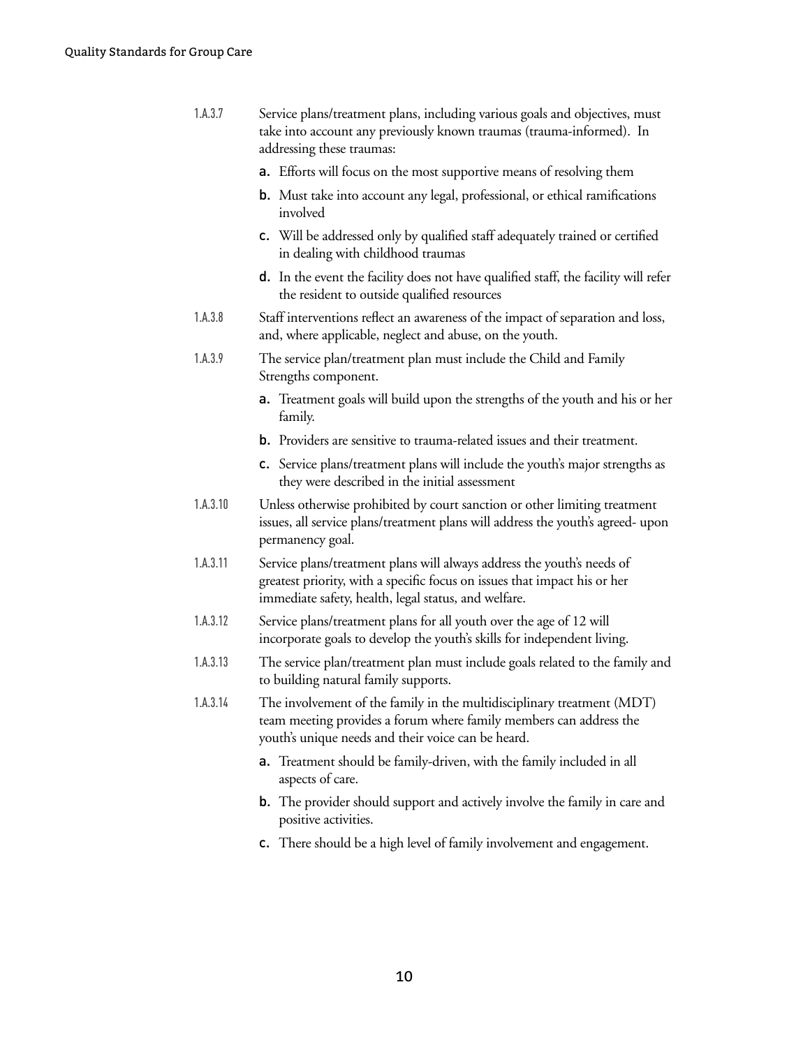1.A.3.7 Service plans/treatment plans, including various goals and objectives, must take into account any previously known traumas (trauma-informed). In addressing these traumas:

a. Efforts will focus on the most supportive means of resolving them

b. Must take into account any legal, professional, or ethical ramifications involved

c. Will be addressed only by qualified staff adequately trained or certified in dealing with childhood traumas

d. In the event the facility does not have qualified staff, the facility will refer the resident to outside qualified resources

1.A.3.8 Staff interventions reflect an awareness of the impact of separation and loss, and, where applicable, neglect and abuse, on the youth.

1.A.3.9 The service plan/treatment plan must include the Child and Family Strengths component.

a. Treatment goals will build upon the strengths of the youth and his or her family.

b. Providers are sensitive to trauma-related issues and their treatment.

c. Service plans/treatment plans will include the youth's major strengths as they were described in the initial assessment

1.A.3.10 Unless otherwise prohibited by court sanction or other limiting treatment issues, all service plans/treatment plans will address the youth's agreed- upon permanency goal.

1.A.3.11 Service plans/treatment plans will always address the youth's needs of greatest priority, with a specific focus on issues that impact his or her immediate safety, health, legal status, and welfare.

1.A.3.12 Service plans/treatment plans for all youth over the age of 12 will incorporate goals to develop the youth's skills for independent living.

1.A.3.13 The service plan/treatment plan must include goals related to the family and to building natural family supports.

1.A.3.14 The involvement of the family in the multidisciplinary treatment (MDT) team meeting provides a forum where family members can address the youth's unique needs and their voice can be heard.

a. Treatment should be family-driven, with the family included in all aspects of care.

b. The provider should support and actively involve the family in care and positive activities.

c. There should be a high level of family involvement and engagement.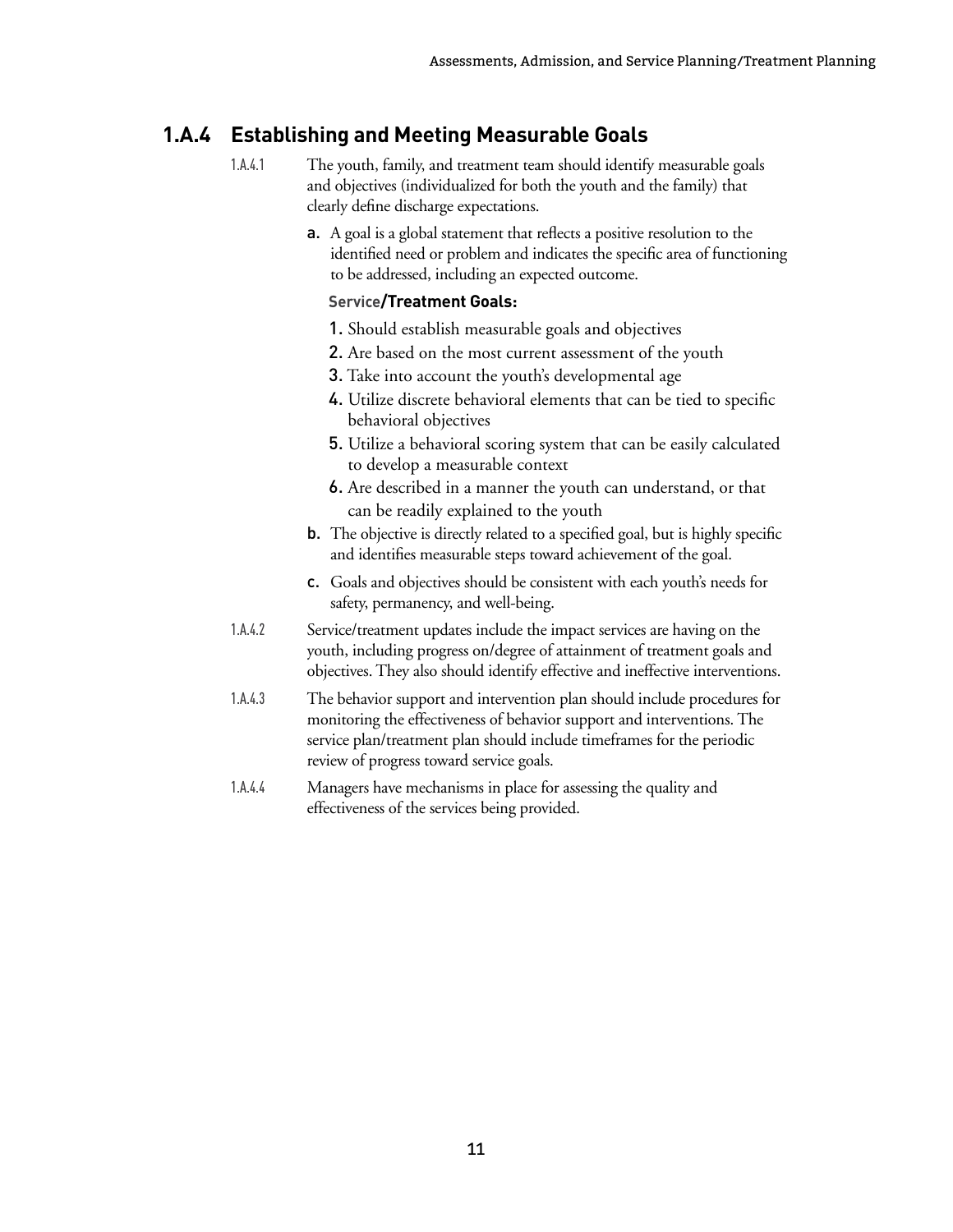## 1.A.4 Establishing and Meeting Measurable Goals

1.A.4.1 The youth, family, and treatment team should identify measurable goals and objectives (individualized for both the youth and the family) that clearly define discharge expectations.

a. A goal is a global statement that reflects a positive resolution to the identified need or problem and indicates the specific area of functioning to be addressed, including an expected outcome.

**Service/Treatment Goals:**

1. Should establish measurable goals and objectives
2. Are based on the most current assessment of the youth
3. Take into account the youth's developmental age
4. Utilize discrete behavioral elements that can be tied to specific behavioral objectives
5. Utilize a behavioral scoring system that can be easily calculated to develop a measurable context
6. Are described in a manner the youth can understand, or that can be readily explained to the youth

b. The objective is directly related to a specified goal, but is highly specific and identifies measurable steps toward achievement of the goal.

c. Goals and objectives should be consistent with each youth's needs for safety, permanency, and well-being.

1.A.4.2 Service/treatment updates include the impact services are having on the youth, including progress on/degree of attainment of treatment goals and objectives. They also should identify effective and ineffective interventions.

1.A.4.3 The behavior support and intervention plan should include procedures for monitoring the effectiveness of behavior support and interventions. The service plan/treatment plan should include timeframes for the periodic review of progress toward service goals.

1.A.4.4 Managers have mechanisms in place for assessing the quality and effectiveness of the services being provided.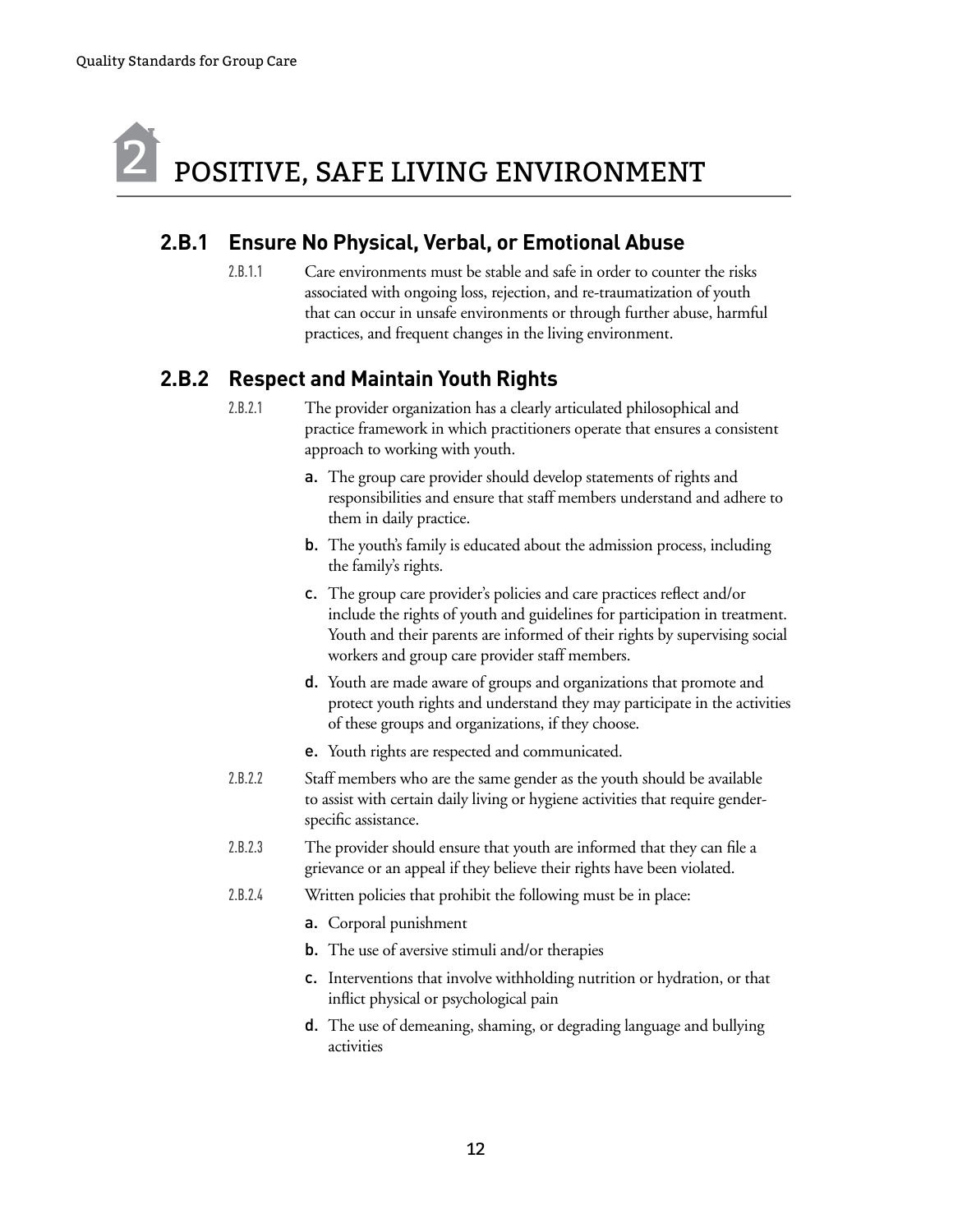# 2 POSITIVE, SAFE LIVING ENVIRONMENT

## 2.B.1 Ensure No Physical, Verbal, or Emotional Abuse

2.B.1.1 Care environments must be stable and safe in order to counter the risks associated with ongoing loss, rejection, and re-traumatization of youth that can occur in unsafe environments or through further abuse, harmful practices, and frequent changes in the living environment.

## 2.B.2 Respect and Maintain Youth Rights

2.B.2.1 The provider organization has a clearly articulated philosophical and practice framework in which practitioners operate that ensures a consistent approach to working with youth.

- **a.** The group care provider should develop statements of rights and responsibilities and ensure that staff members understand and adhere to them in daily practice.
- **b.** The youth's family is educated about the admission process, including the family's rights.
- **c.** The group care provider's policies and care practices reflect and/or include the rights of youth and guidelines for participation in treatment. Youth and their parents are informed of their rights by supervising social workers and group care provider staff members.
- **d.** Youth are made aware of groups and organizations that promote and protect youth rights and understand they may participate in the activities of these groups and organizations, if they choose.
- **e.** Youth rights are respected and communicated.

2.B.2.2 Staff members who are the same gender as the youth should be available to assist with certain daily living or hygiene activities that require gender-specific assistance.

2.B.2.3 The provider should ensure that youth are informed that they can file a grievance or an appeal if they believe their rights have been violated.

2.B.2.4 Written policies that prohibit the following must be in place:

- **a.** Corporal punishment
- **b.** The use of aversive stimuli and/or therapies
- **c.** Interventions that involve withholding nutrition or hydration, or that inflict physical or psychological pain
- **d.** The use of demeaning, shaming, or degrading language and bullying activities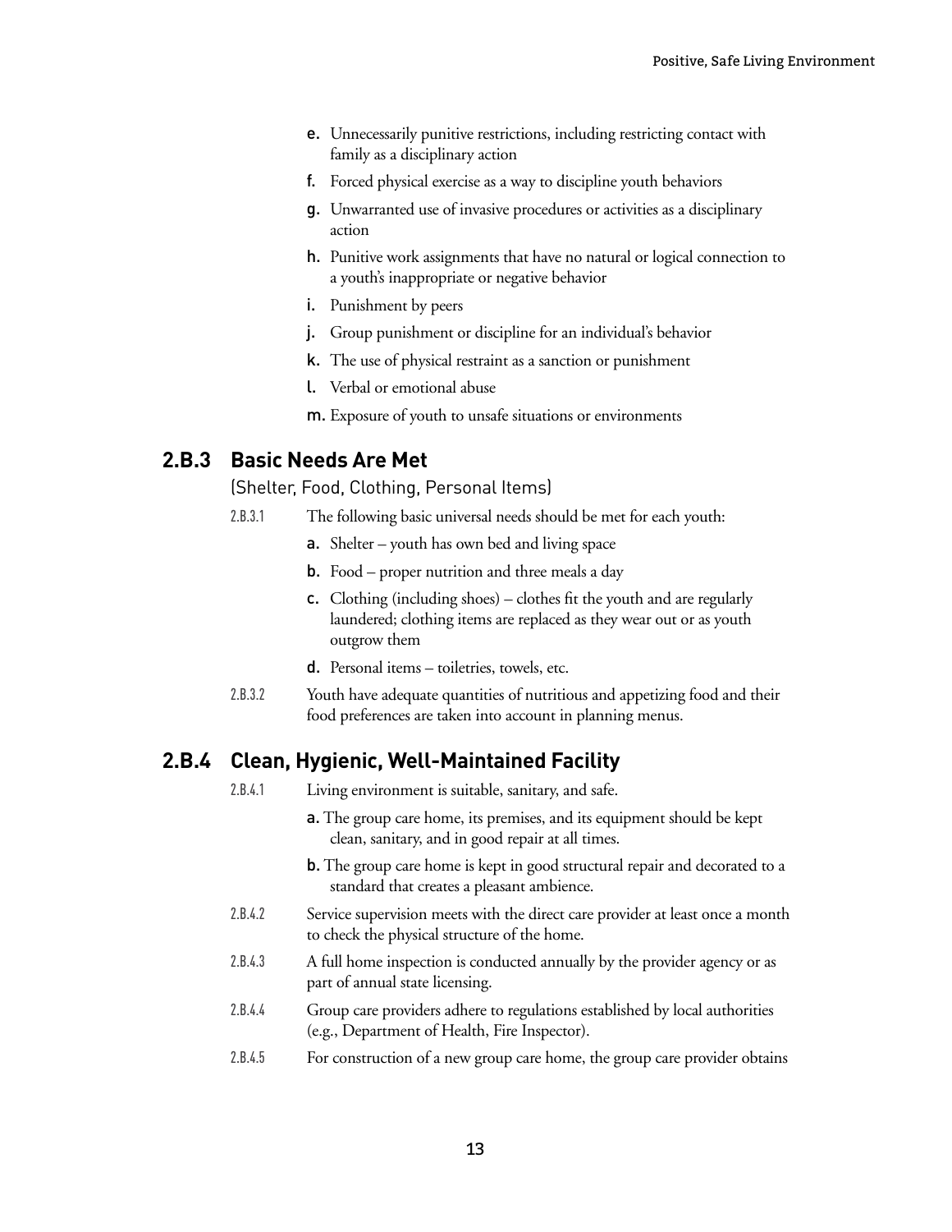e. Unnecessarily punitive restrictions, including restricting contact with family as a disciplinary action

f. Forced physical exercise as a way to discipline youth behaviors

g. Unwarranted use of invasive procedures or activities as a disciplinary action

h. Punitive work assignments that have no natural or logical connection to a youth's inappropriate or negative behavior

i. Punishment by peers

j. Group punishment or discipline for an individual's behavior

k. The use of physical restraint as a sanction or punishment

l. Verbal or emotional abuse

m. Exposure of youth to unsafe situations or environments

## 2.B.3 Basic Needs Are Met

(Shelter, Food, Clothing, Personal Items)

2.B.3.1 The following basic universal needs should be met for each youth:

a. Shelter – youth has own bed and living space

b. Food – proper nutrition and three meals a day

c. Clothing (including shoes) – clothes fit the youth and are regularly laundered; clothing items are replaced as they wear out or as youth outgrow them

d. Personal items – toiletries, towels, etc.

2.B.3.2 Youth have adequate quantities of nutritious and appetizing food and their food preferences are taken into account in planning menus.

## 2.B.4 Clean, Hygienic, Well-Maintained Facility

2.B.4.1 Living environment is suitable, sanitary, and safe.

a. The group care home, its premises, and its equipment should be kept clean, sanitary, and in good repair at all times.

b. The group care home is kept in good structural repair and decorated to a standard that creates a pleasant ambience.

2.B.4.2 Service supervision meets with the direct care provider at least once a month to check the physical structure of the home.

2.B.4.3 A full home inspection is conducted annually by the provider agency or as part of annual state licensing.

2.B.4.4 Group care providers adhere to regulations established by local authorities (e.g., Department of Health, Fire Inspector).

2.B.4.5 For construction of a new group care home, the group care provider obtains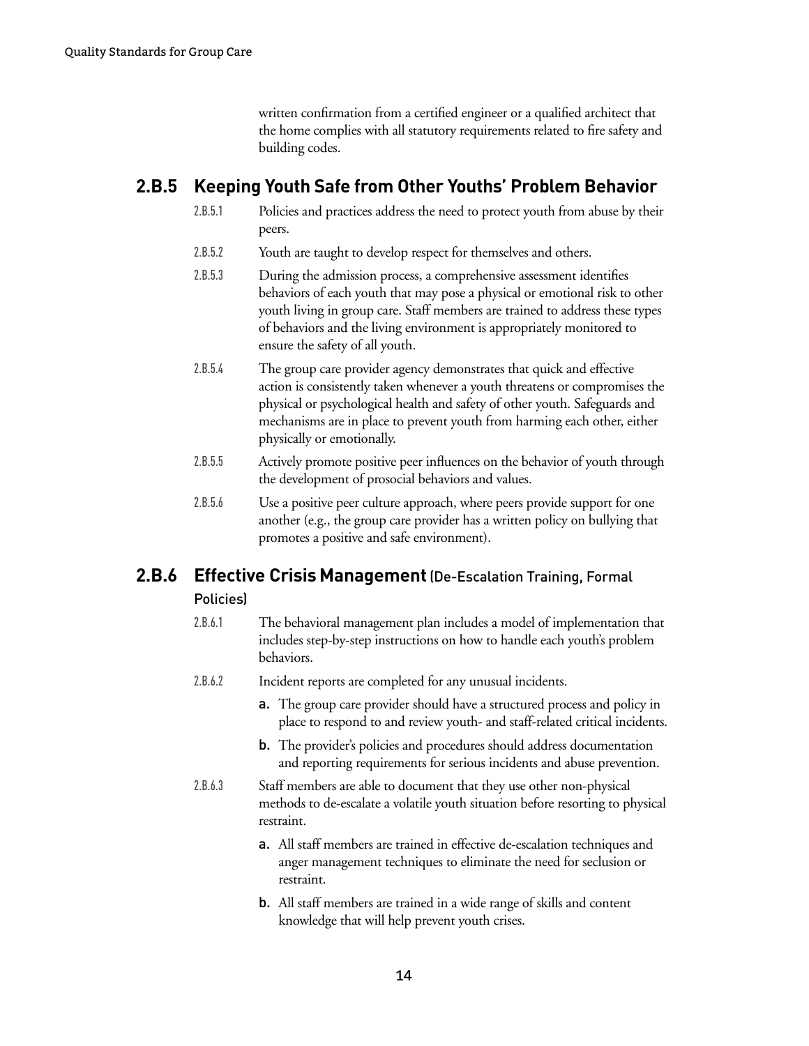written confirmation from a certified engineer or a qualified architect that the home complies with all statutory requirements related to fire safety and building codes.

## 2.B.5 Keeping Youth Safe from Other Youths' Problem Behavior

2.B.5.1 Policies and practices address the need to protect youth from abuse by their peers.

2.B.5.2 Youth are taught to develop respect for themselves and others.

2.B.5.3 During the admission process, a comprehensive assessment identifies behaviors of each youth that may pose a physical or emotional risk to other youth living in group care. Staff members are trained to address these types of behaviors and the living environment is appropriately monitored to ensure the safety of all youth.

2.B.5.4 The group care provider agency demonstrates that quick and effective action is consistently taken whenever a youth threatens or compromises the physical or psychological health and safety of other youth. Safeguards and mechanisms are in place to prevent youth from harming each other, either physically or emotionally.

2.B.5.5 Actively promote positive peer influences on the behavior of youth through the development of prosocial behaviors and values.

2.B.5.6 Use a positive peer culture approach, where peers provide support for one another (e.g., the group care provider has a written policy on bullying that promotes a positive and safe environment).

## 2.B.6 Effective Crisis Management (De-Escalation Training, Formal Policies)

2.B.6.1 The behavioral management plan includes a model of implementation that includes step-by-step instructions on how to handle each youth's problem behaviors.

2.B.6.2 Incident reports are completed for any unusual incidents.

- **a.** The group care provider should have a structured process and policy in place to respond to and review youth- and staff-related critical incidents.
- **b.** The provider's policies and procedures should address documentation and reporting requirements for serious incidents and abuse prevention.

2.B.6.3 Staff members are able to document that they use other non-physical methods to de-escalate a volatile youth situation before resorting to physical restraint.

- **a.** All staff members are trained in effective de-escalation techniques and anger management techniques to eliminate the need for seclusion or restraint.
- **b.** All staff members are trained in a wide range of skills and content knowledge that will help prevent youth crises.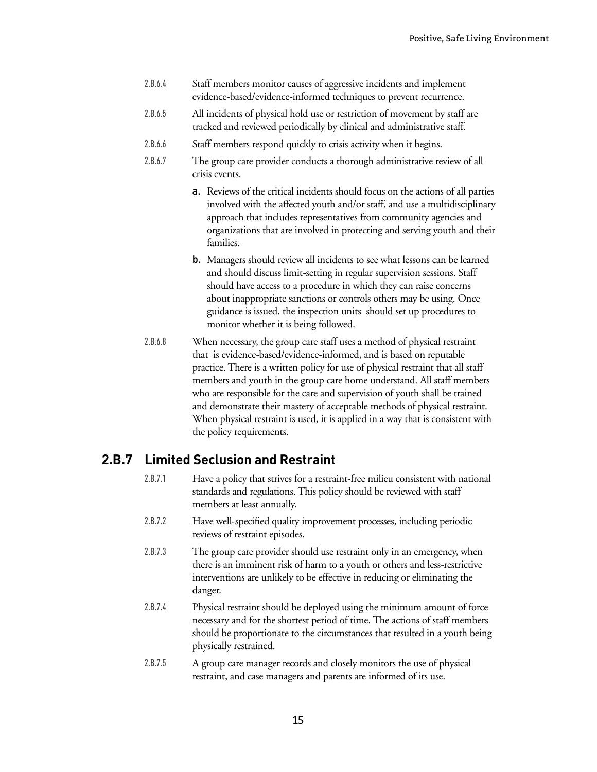2.B.6.4 Staff members monitor causes of aggressive incidents and implement evidence-based/evidence-informed techniques to prevent recurrence.

2.B.6.5 All incidents of physical hold use or restriction of movement by staff are tracked and reviewed periodically by clinical and administrative staff.

2.B.6.6 Staff members respond quickly to crisis activity when it begins.

2.B.6.7 The group care provider conducts a thorough administrative review of all crisis events.

a. Reviews of the critical incidents should focus on the actions of all parties involved with the affected youth and/or staff, and use a multidisciplinary approach that includes representatives from community agencies and organizations that are involved in protecting and serving youth and their families.

b. Managers should review all incidents to see what lessons can be learned and should discuss limit-setting in regular supervision sessions. Staff should have access to a procedure in which they can raise concerns about inappropriate sanctions or controls others may be using. Once guidance is issued, the inspection units should set up procedures to monitor whether it is being followed.

2.B.6.8 When necessary, the group care staff uses a method of physical restraint that is evidence-based/evidence-informed, and is based on reputable practice. There is a written policy for use of physical restraint that all staff members and youth in the group care home understand. All staff members who are responsible for the care and supervision of youth shall be trained and demonstrate their mastery of acceptable methods of physical restraint. When physical restraint is used, it is applied in a way that is consistent with the policy requirements.

## 2.B.7 Limited Seclusion and Restraint

2.B.7.1 Have a policy that strives for a restraint-free milieu consistent with national standards and regulations. This policy should be reviewed with staff members at least annually.

2.B.7.2 Have well-specified quality improvement processes, including periodic reviews of restraint episodes.

2.B.7.3 The group care provider should use restraint only in an emergency, when there is an imminent risk of harm to a youth or others and less-restrictive interventions are unlikely to be effective in reducing or eliminating the danger.

2.B.7.4 Physical restraint should be deployed using the minimum amount of force necessary and for the shortest period of time. The actions of staff members should be proportionate to the circumstances that resulted in a youth being physically restrained.

2.B.7.5 A group care manager records and closely monitors the use of physical restraint, and case managers and parents are informed of its use.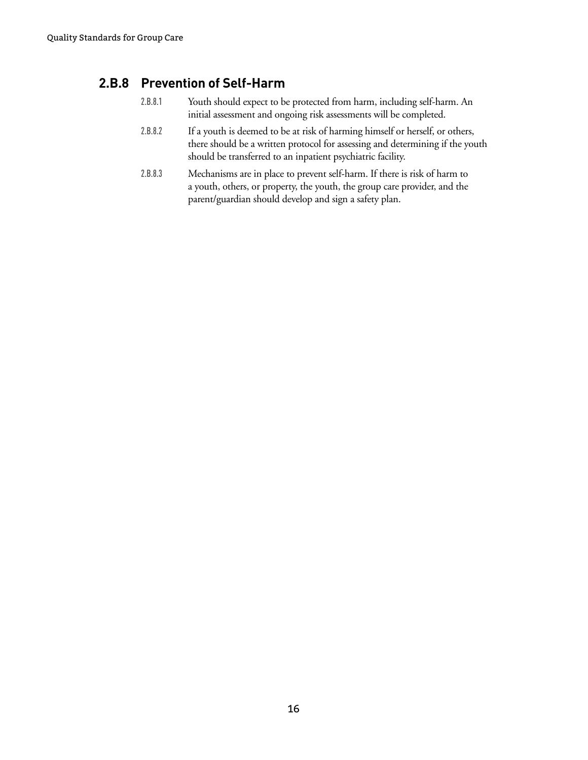## 2.B.8 Prevention of Self-Harm

2.B.8.1 Youth should expect to be protected from harm, including self-harm. An initial assessment and ongoing risk assessments will be completed.

2.B.8.2 If a youth is deemed to be at risk of harming himself or herself, or others, there should be a written protocol for assessing and determining if the youth should be transferred to an inpatient psychiatric facility.

2.B.8.3 Mechanisms are in place to prevent self-harm. If there is risk of harm to a youth, others, or property, the youth, the group care provider, and the parent/guardian should develop and sign a safety plan.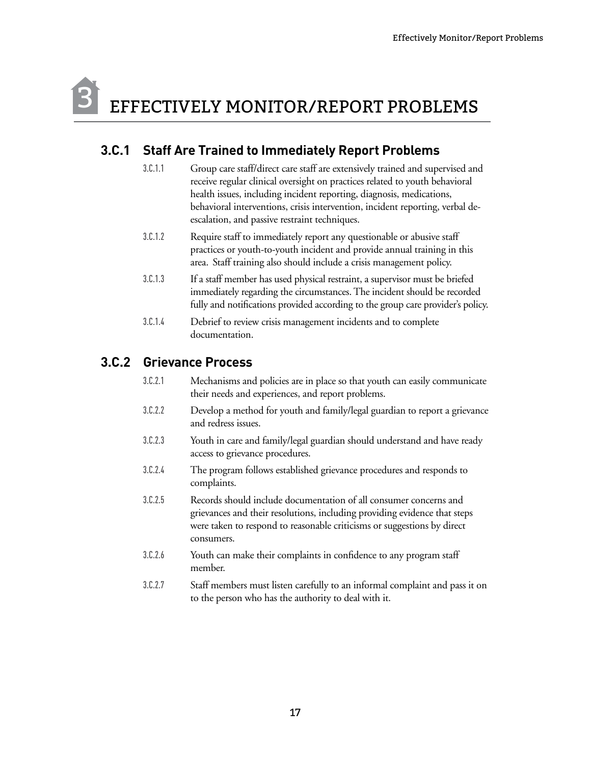# 3 EFFECTIVELY MONITOR/REPORT PROBLEMS

## 3.C.1 Staff Are Trained to Immediately Report Problems

3.C.1.1 Group care staff/direct care staff are extensively trained and supervised and receive regular clinical oversight on practices related to youth behavioral health issues, including incident reporting, diagnosis, medications, behavioral interventions, crisis intervention, incident reporting, verbal de-escalation, and passive restraint techniques.

3.C.1.2 Require staff to immediately report any questionable or abusive staff practices or youth-to-youth incident and provide annual training in this area. Staff training also should include a crisis management policy.

3.C.1.3 If a staff member has used physical restraint, a supervisor must be briefed immediately regarding the circumstances. The incident should be recorded fully and notifications provided according to the group care provider's policy.

3.C.1.4 Debrief to review crisis management incidents and to complete documentation.

## 3.C.2 Grievance Process

3.C.2.1 Mechanisms and policies are in place so that youth can easily communicate their needs and experiences, and report problems.

3.C.2.2 Develop a method for youth and family/legal guardian to report a grievance and redress issues.

3.C.2.3 Youth in care and family/legal guardian should understand and have ready access to grievance procedures.

3.C.2.4 The program follows established grievance procedures and responds to complaints.

3.C.2.5 Records should include documentation of all consumer concerns and grievances and their resolutions, including providing evidence that steps were taken to respond to reasonable criticisms or suggestions by direct consumers.

3.C.2.6 Youth can make their complaints in confidence to any program staff member.

3.C.2.7 Staff members must listen carefully to an informal complaint and pass it on to the person who has the authority to deal with it.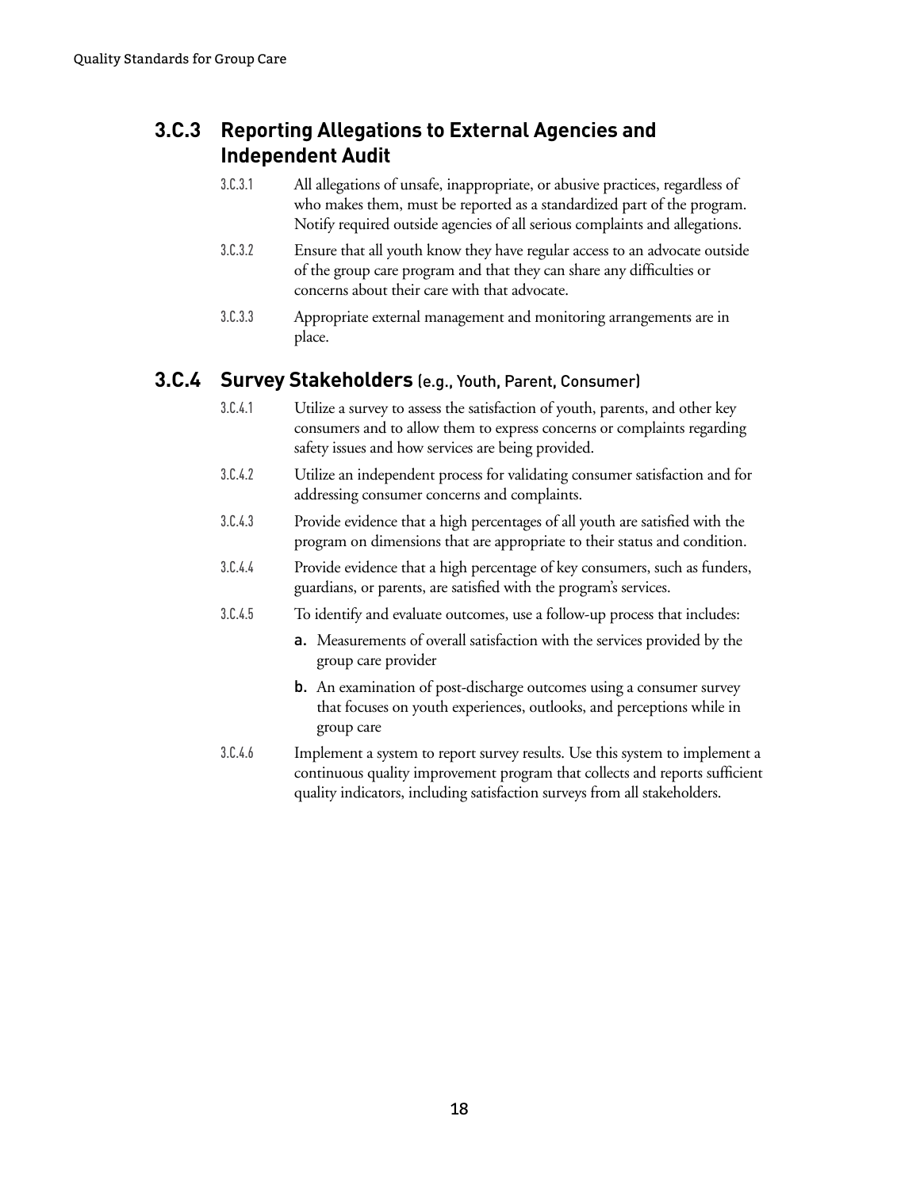## 3.C.3 Reporting Allegations to External Agencies and Independent Audit

3.C.3.1 All allegations of unsafe, inappropriate, or abusive practices, regardless of who makes them, must be reported as a standardized part of the program. Notify required outside agencies of all serious complaints and allegations.

3.C.3.2 Ensure that all youth know they have regular access to an advocate outside of the group care program and that they can share any difficulties or concerns about their care with that advocate.

3.C.3.3 Appropriate external management and monitoring arrangements are in place.

## 3.C.4 Survey Stakeholders (e.g., Youth, Parent, Consumer)

3.C.4.1 Utilize a survey to assess the satisfaction of youth, parents, and other key consumers and to allow them to express concerns or complaints regarding safety issues and how services are being provided.

3.C.4.2 Utilize an independent process for validating consumer satisfaction and for addressing consumer concerns and complaints.

3.C.4.3 Provide evidence that a high percentages of all youth are satisfied with the program on dimensions that are appropriate to their status and condition.

3.C.4.4 Provide evidence that a high percentage of key consumers, such as funders, guardians, or parents, are satisfied with the program's services.

3.C.4.5 To identify and evaluate outcomes, use a follow-up process that includes:

- **a.** Measurements of overall satisfaction with the services provided by the group care provider
- **b.** An examination of post-discharge outcomes using a consumer survey that focuses on youth experiences, outlooks, and perceptions while in group care

3.C.4.6 Implement a system to report survey results. Use this system to implement a continuous quality improvement program that collects and reports sufficient quality indicators, including satisfaction surveys from all stakeholders.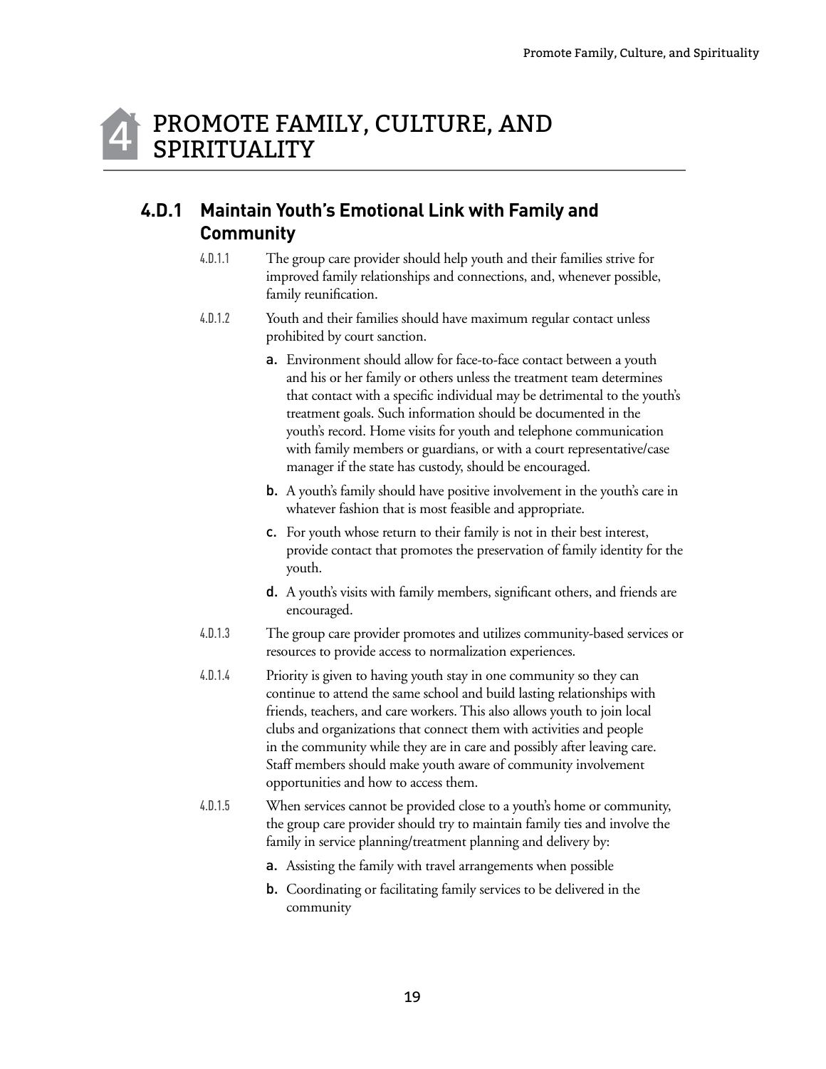# 4 PROMOTE FAMILY, CULTURE, AND SPIRITUALITY

## 4.D.1 Maintain Youth's Emotional Link with Family and Community

4.D.1.1 The group care provider should help youth and their families strive for improved family relationships and connections, and, whenever possible, family reunification.

4.D.1.2 Youth and their families should have maximum regular contact unless prohibited by court sanction.

a. Environment should allow for face-to-face contact between a youth and his or her family or others unless the treatment team determines that contact with a specific individual may be detrimental to the youth's treatment goals. Such information should be documented in the youth's record. Home visits for youth and telephone communication with family members or guardians, or with a court representative/case manager if the state has custody, should be encouraged.

b. A youth's family should have positive involvement in the youth's care in whatever fashion that is most feasible and appropriate.

c. For youth whose return to their family is not in their best interest, provide contact that promotes the preservation of family identity for the youth.

d. A youth's visits with family members, significant others, and friends are encouraged.

4.D.1.3 The group care provider promotes and utilizes community-based services or resources to provide access to normalization experiences.

4.D.1.4 Priority is given to having youth stay in one community so they can continue to attend the same school and build lasting relationships with friends, teachers, and care workers. This also allows youth to join local clubs and organizations that connect them with activities and people in the community while they are in care and possibly after leaving care. Staff members should make youth aware of community involvement opportunities and how to access them.

4.D.1.5 When services cannot be provided close to a youth's home or community, the group care provider should try to maintain family ties and involve the family in service planning/treatment planning and delivery by:

a. Assisting the family with travel arrangements when possible

b. Coordinating or facilitating family services to be delivered in the community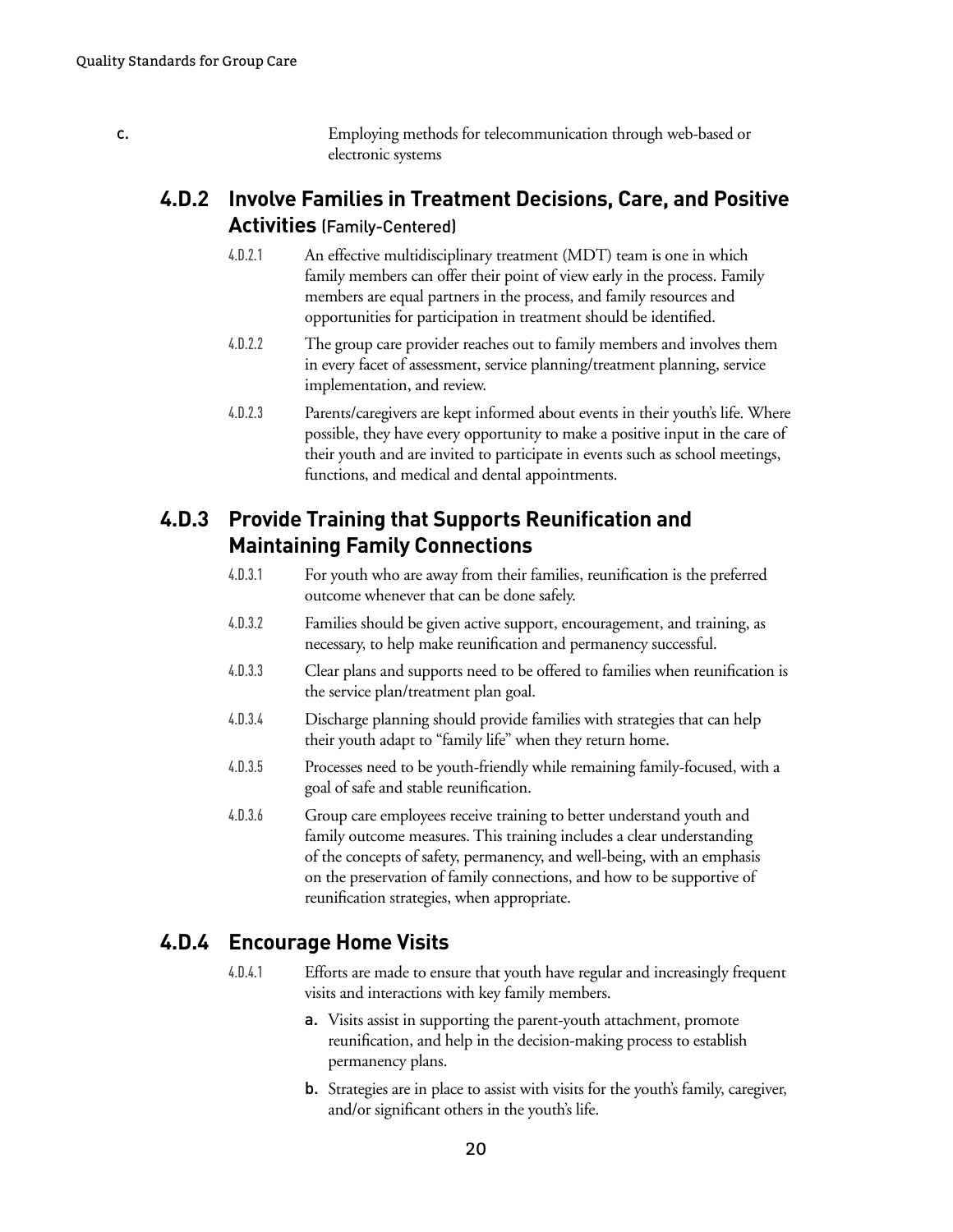c. Employing methods for telecommunication through web-based or electronic systems

## 4.D.2 Involve Families in Treatment Decisions, Care, and Positive Activities (Family-Centered)

4.D.2.1 An effective multidisciplinary treatment (MDT) team is one in which family members can offer their point of view early in the process. Family members are equal partners in the process, and family resources and opportunities for participation in treatment should be identified.

4.D.2.2 The group care provider reaches out to family members and involves them in every facet of assessment, service planning/treatment planning, service implementation, and review.

4.D.2.3 Parents/caregivers are kept informed about events in their youth's life. Where possible, they have every opportunity to make a positive input in the care of their youth and are invited to participate in events such as school meetings, functions, and medical and dental appointments.

## 4.D.3 Provide Training that Supports Reunification and Maintaining Family Connections

4.D.3.1 For youth who are away from their families, reunification is the preferred outcome whenever that can be done safely.

4.D.3.2 Families should be given active support, encouragement, and training, as necessary, to help make reunification and permanency successful.

4.D.3.3 Clear plans and supports need to be offered to families when reunification is the service plan/treatment plan goal.

4.D.3.4 Discharge planning should provide families with strategies that can help their youth adapt to "family life" when they return home.

4.D.3.5 Processes need to be youth-friendly while remaining family-focused, with a goal of safe and stable reunification.

4.D.3.6 Group care employees receive training to better understand youth and family outcome measures. This training includes a clear understanding of the concepts of safety, permanency, and well-being, with an emphasis on the preservation of family connections, and how to be supportive of reunification strategies, when appropriate.

## 4.D.4 Encourage Home Visits

4.D.4.1 Efforts are made to ensure that youth have regular and increasingly frequent visits and interactions with key family members.

- **a.** Visits assist in supporting the parent-youth attachment, promote reunification, and help in the decision-making process to establish permanency plans.
- **b.** Strategies are in place to assist with visits for the youth's family, caregiver, and/or significant others in the youth's life.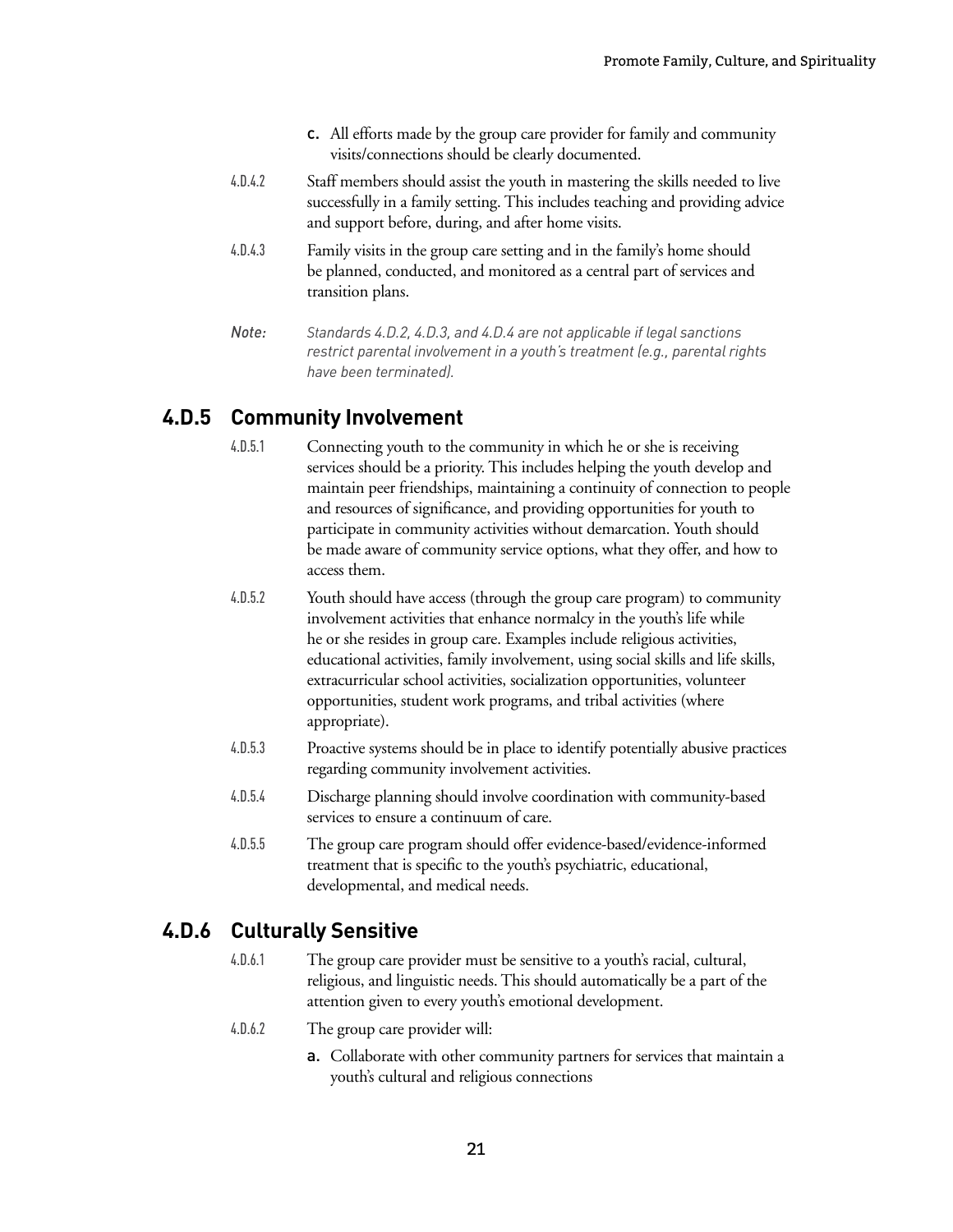c. All efforts made by the group care provider for family and community visits/connections should be clearly documented.

4.D.4.2 Staff members should assist the youth in mastering the skills needed to live successfully in a family setting. This includes teaching and providing advice and support before, during, and after home visits.

4.D.4.3 Family visits in the group care setting and in the family's home should be planned, conducted, and monitored as a central part of services and transition plans.

*Note: Standards 4.D.2, 4.D.3, and 4.D.4 are not applicable if legal sanctions restrict parental involvement in a youth's treatment (e.g., parental rights have been terminated).*

## 4.D.5 Community Involvement

4.D.5.1 Connecting youth to the community in which he or she is receiving services should be a priority. This includes helping the youth develop and maintain peer friendships, maintaining a continuity of connection to people and resources of significance, and providing opportunities for youth to participate in community activities without demarcation. Youth should be made aware of community service options, what they offer, and how to access them.

4.D.5.2 Youth should have access (through the group care program) to community involvement activities that enhance normalcy in the youth's life while he or she resides in group care. Examples include religious activities, educational activities, family involvement, using social skills and life skills, extracurricular school activities, socialization opportunities, volunteer opportunities, student work programs, and tribal activities (where appropriate).

4.D.5.3 Proactive systems should be in place to identify potentially abusive practices regarding community involvement activities.

4.D.5.4 Discharge planning should involve coordination with community-based services to ensure a continuum of care.

4.D.5.5 The group care program should offer evidence-based/evidence-informed treatment that is specific to the youth's psychiatric, educational, developmental, and medical needs.

## 4.D.6 Culturally Sensitive

4.D.6.1 The group care provider must be sensitive to a youth's racial, cultural, religious, and linguistic needs. This should automatically be a part of the attention given to every youth's emotional development.

4.D.6.2 The group care provider will:

a. Collaborate with other community partners for services that maintain a youth's cultural and religious connections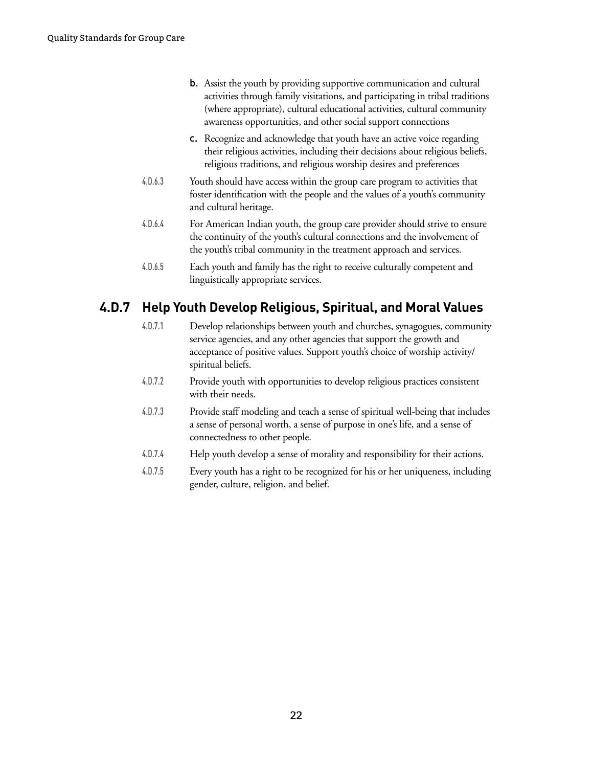b. Assist the youth by providing supportive communication and cultural activities through family visitations, and participating in tribal traditions (where appropriate), cultural educational activities, cultural community awareness opportunities, and other social support connections

c. Recognize and acknowledge that youth have an active voice regarding their religious activities, including their decisions about religious beliefs, religious traditions, and religious worship desires and preferences

4.D.6.3 Youth should have access within the group care program to activities that foster identification with the people and the values of a youth's community and cultural heritage.

4.D.6.4 For American Indian youth, the group care provider should strive to ensure the continuity of the youth's cultural connections and the involvement of the youth's tribal community in the treatment approach and services.

4.D.6.5 Each youth and family has the right to receive culturally competent and linguistically appropriate services.

## 4.D.7 Help Youth Develop Religious, Spiritual, and Moral Values

4.D.7.1 Develop relationships between youth and churches, synagogues, community service agencies, and any other agencies that support the growth and acceptance of positive values. Support youth's choice of worship activity/spiritual beliefs.

4.D.7.2 Provide youth with opportunities to develop religious practices consistent with their needs.

4.D.7.3 Provide staff modeling and teach a sense of spiritual well-being that includes a sense of personal worth, a sense of purpose in one's life, and a sense of connectedness to other people.

4.D.7.4 Help youth develop a sense of morality and responsibility for their actions.

4.D.7.5 Every youth has a right to be recognized for his or her uniqueness, including gender, culture, religion, and belief.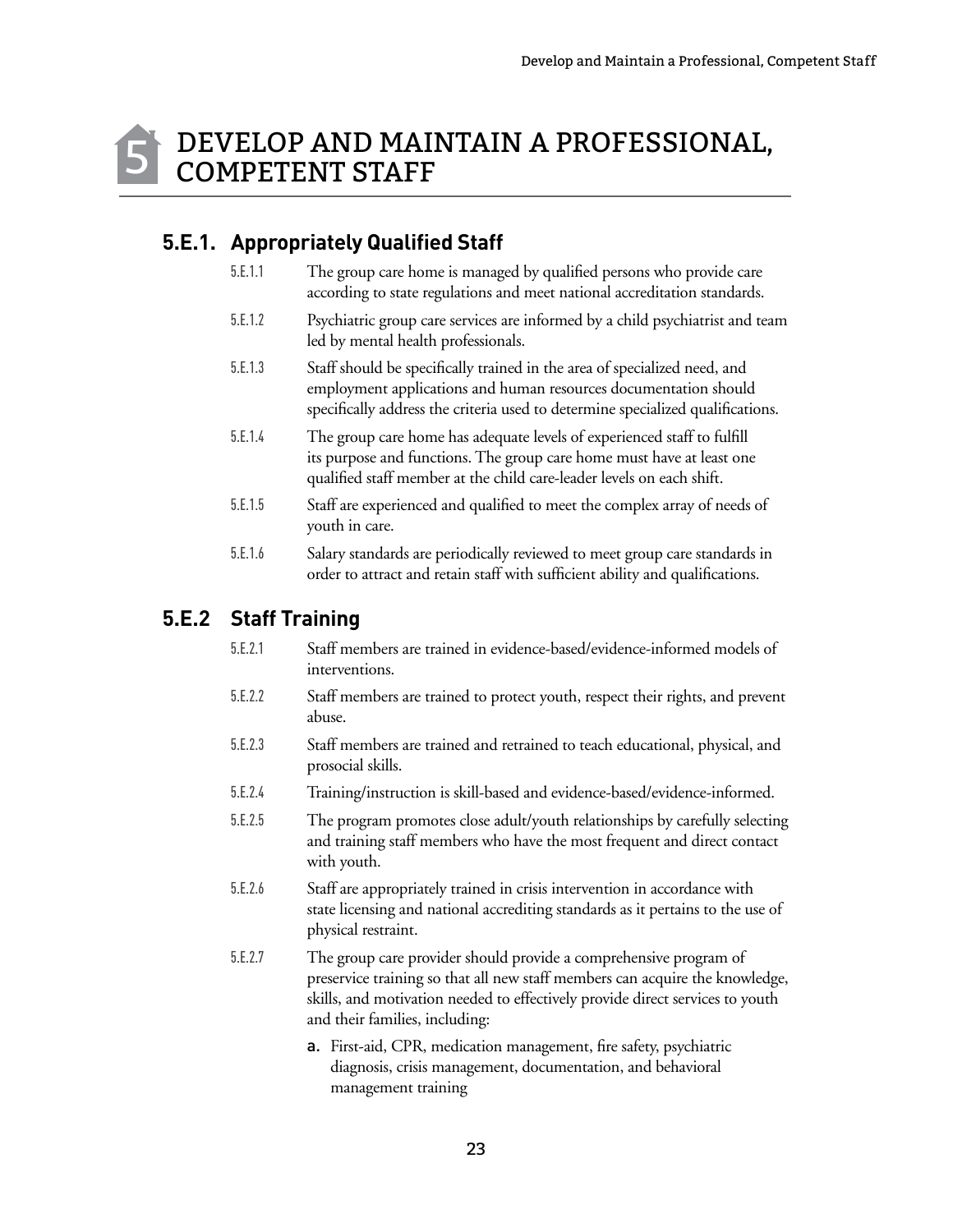# 5 DEVELOP AND MAINTAIN A PROFESSIONAL, COMPETENT STAFF

## 5.E.1. Appropriately Qualified Staff

5.E.1.1 The group care home is managed by qualified persons who provide care according to state regulations and meet national accreditation standards.

5.E.1.2 Psychiatric group care services are informed by a child psychiatrist and team led by mental health professionals.

5.E.1.3 Staff should be specifically trained in the area of specialized need, and employment applications and human resources documentation should specifically address the criteria used to determine specialized qualifications.

5.E.1.4 The group care home has adequate levels of experienced staff to fulfill its purpose and functions. The group care home must have at least one qualified staff member at the child care-leader levels on each shift.

5.E.1.5 Staff are experienced and qualified to meet the complex array of needs of youth in care.

5.E.1.6 Salary standards are periodically reviewed to meet group care standards in order to attract and retain staff with sufficient ability and qualifications.

## 5.E.2 Staff Training

5.E.2.1 Staff members are trained in evidence-based/evidence-informed models of interventions.

5.E.2.2 Staff members are trained to protect youth, respect their rights, and prevent abuse.

5.E.2.3 Staff members are trained and retrained to teach educational, physical, and prosocial skills.

5.E.2.4 Training/instruction is skill-based and evidence-based/evidence-informed.

5.E.2.5 The program promotes close adult/youth relationships by carefully selecting and training staff members who have the most frequent and direct contact with youth.

5.E.2.6 Staff are appropriately trained in crisis intervention in accordance with state licensing and national accrediting standards as it pertains to the use of physical restraint.

5.E.2.7 The group care provider should provide a comprehensive program of preservice training so that all new staff members can acquire the knowledge, skills, and motivation needed to effectively provide direct services to youth and their families, including:

a. First-aid, CPR, medication management, fire safety, psychiatric diagnosis, crisis management, documentation, and behavioral management training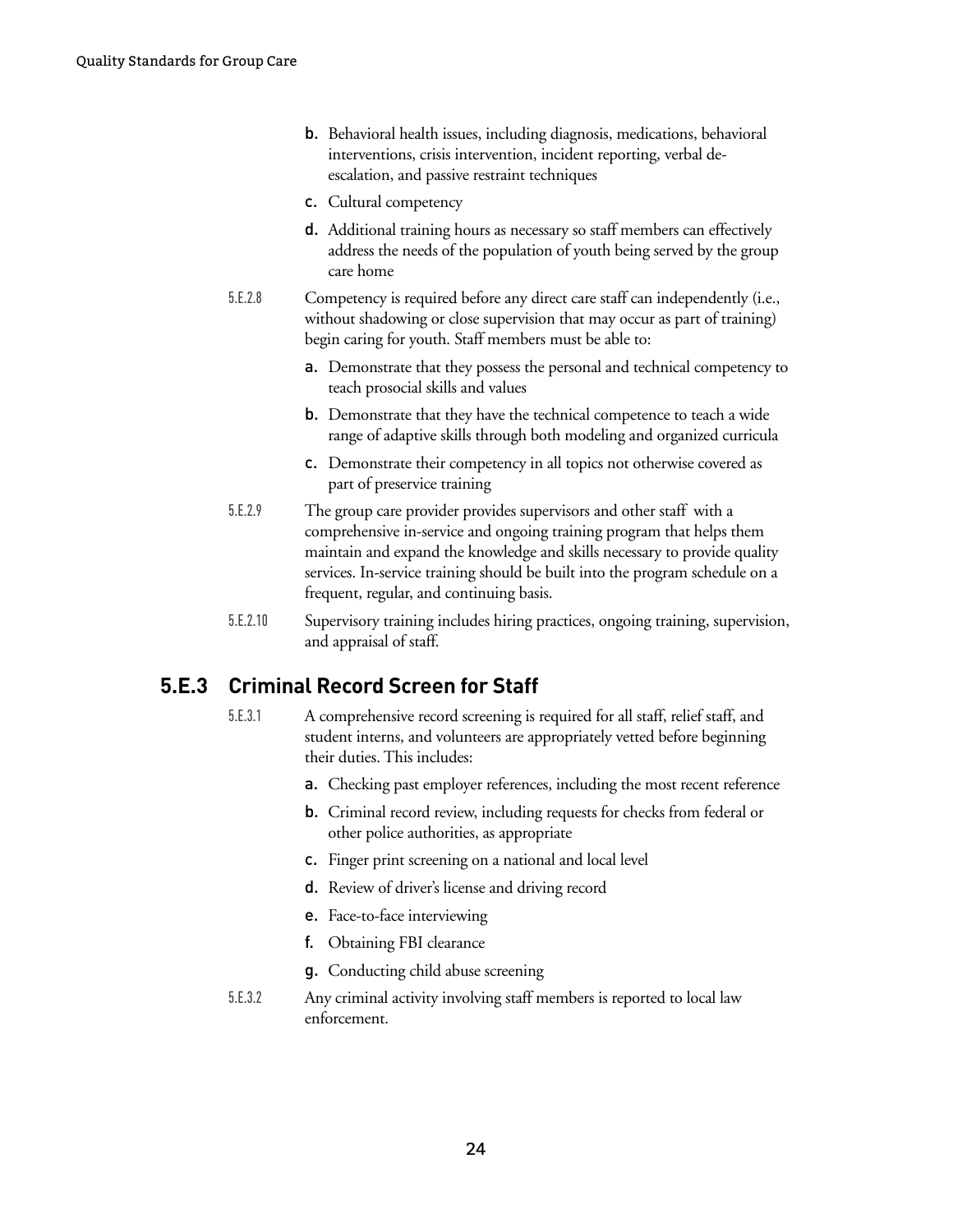b. Behavioral health issues, including diagnosis, medications, behavioral interventions, crisis intervention, incident reporting, verbal de-escalation, and passive restraint techniques

c. Cultural competency

d. Additional training hours as necessary so staff members can effectively address the needs of the population of youth being served by the group care home

5.E.2.8 Competency is required before any direct care staff can independently (i.e., without shadowing or close supervision that may occur as part of training) begin caring for youth. Staff members must be able to:

a. Demonstrate that they possess the personal and technical competency to teach prosocial skills and values

b. Demonstrate that they have the technical competence to teach a wide range of adaptive skills through both modeling and organized curricula

c. Demonstrate their competency in all topics not otherwise covered as part of preservice training

5.E.2.9 The group care provider provides supervisors and other staff with a comprehensive in-service and ongoing training program that helps them maintain and expand the knowledge and skills necessary to provide quality services. In-service training should be built into the program schedule on a frequent, regular, and continuing basis.

5.E.2.10 Supervisory training includes hiring practices, ongoing training, supervision, and appraisal of staff.

## 5.E.3 Criminal Record Screen for Staff

5.E.3.1 A comprehensive record screening is required for all staff, relief staff, and student interns, and volunteers are appropriately vetted before beginning their duties. This includes:

a. Checking past employer references, including the most recent reference

b. Criminal record review, including requests for checks from federal or other police authorities, as appropriate

c. Finger print screening on a national and local level

d. Review of driver's license and driving record

e. Face-to-face interviewing

f. Obtaining FBI clearance

g. Conducting child abuse screening

5.E.3.2 Any criminal activity involving staff members is reported to local law enforcement.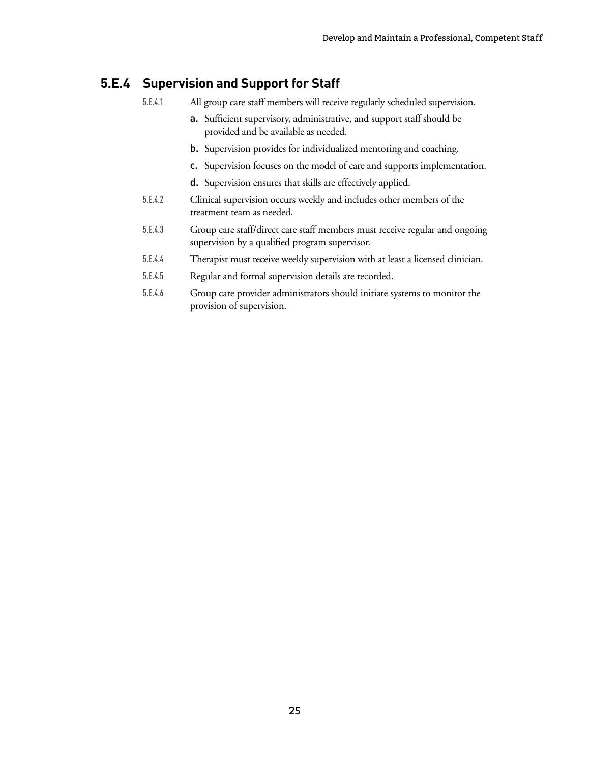## 5.E.4 Supervision and Support for Staff

5.E.4.1 All group care staff members will receive regularly scheduled supervision.

- **a.** Sufficient supervisory, administrative, and support staff should be provided and be available as needed.
- **b.** Supervision provides for individualized mentoring and coaching.
- **c.** Supervision focuses on the model of care and supports implementation.
- **d.** Supervision ensures that skills are effectively applied.

5.E.4.2 Clinical supervision occurs weekly and includes other members of the treatment team as needed.

5.E.4.3 Group care staff/direct care staff members must receive regular and ongoing supervision by a qualified program supervisor.

5.E.4.4 Therapist must receive weekly supervision with at least a licensed clinician.

5.E.4.5 Regular and formal supervision details are recorded.

5.E.4.6 Group care provider administrators should initiate systems to monitor the provision of supervision.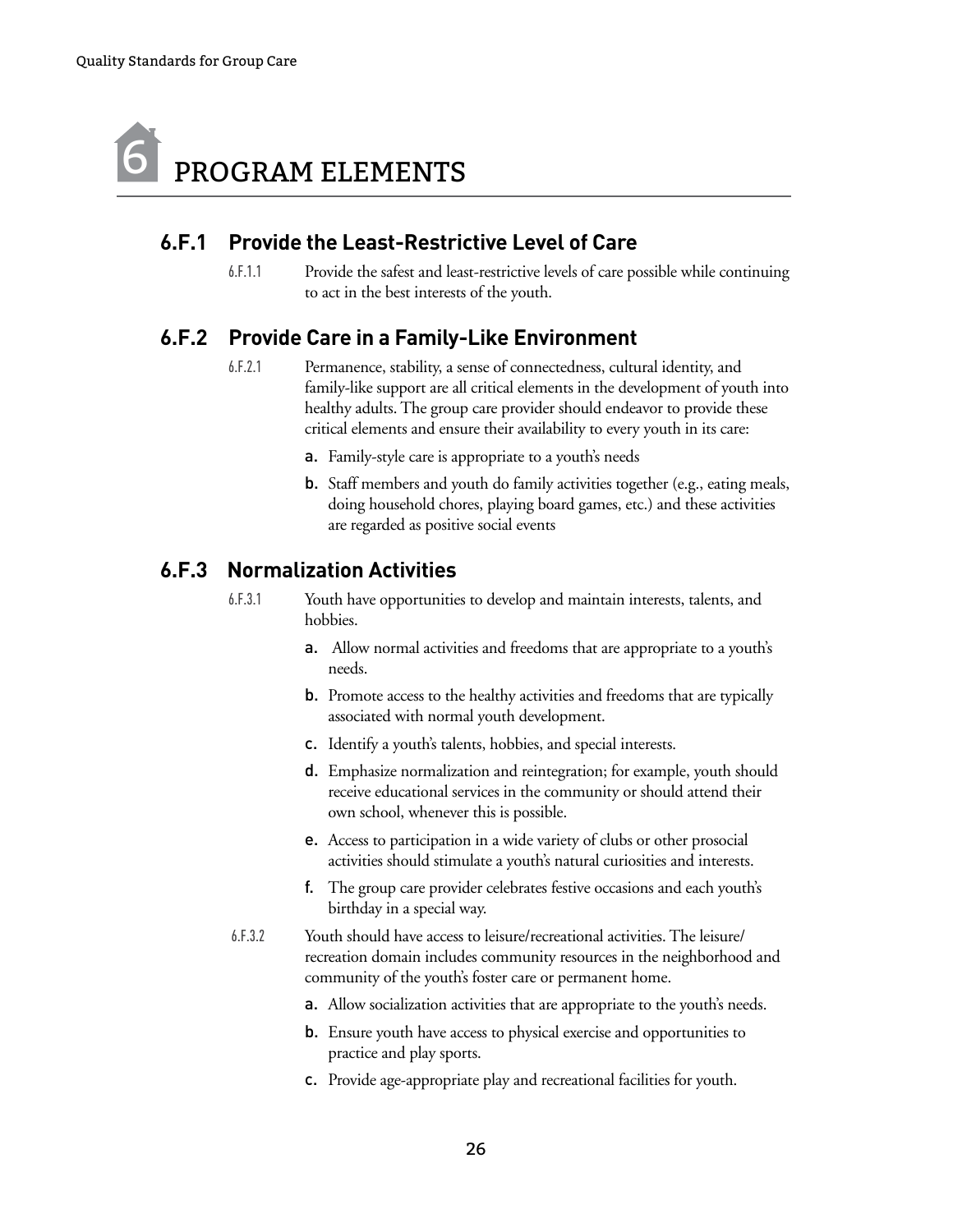# 6 PROGRAM ELEMENTS

## 6.F.1 Provide the Least-Restrictive Level of Care

6.F.1.1 Provide the safest and least-restrictive levels of care possible while continuing to act in the best interests of the youth.

## 6.F.2 Provide Care in a Family-Like Environment

6.F.2.1 Permanence, stability, a sense of connectedness, cultural identity, and family-like support are all critical elements in the development of youth into healthy adults. The group care provider should endeavor to provide these critical elements and ensure their availability to every youth in its care:

- a. Family-style care is appropriate to a youth's needs
- b. Staff members and youth do family activities together (e.g., eating meals, doing household chores, playing board games, etc.) and these activities are regarded as positive social events

## 6.F.3 Normalization Activities

6.F.3.1 Youth have opportunities to develop and maintain interests, talents, and hobbies.

- a. Allow normal activities and freedoms that are appropriate to a youth's needs.
- b. Promote access to the healthy activities and freedoms that are typically associated with normal youth development.
- c. Identify a youth's talents, hobbies, and special interests.
- d. Emphasize normalization and reintegration; for example, youth should receive educational services in the community or should attend their own school, whenever this is possible.
- e. Access to participation in a wide variety of clubs or other prosocial activities should stimulate a youth's natural curiosities and interests.
- f. The group care provider celebrates festive occasions and each youth's birthday in a special way.

6.F.3.2 Youth should have access to leisure/recreational activities. The leisure/recreation domain includes community resources in the neighborhood and community of the youth's foster care or permanent home.

- a. Allow socialization activities that are appropriate to the youth's needs.
- b. Ensure youth have access to physical exercise and opportunities to practice and play sports.
- c. Provide age-appropriate play and recreational facilities for youth.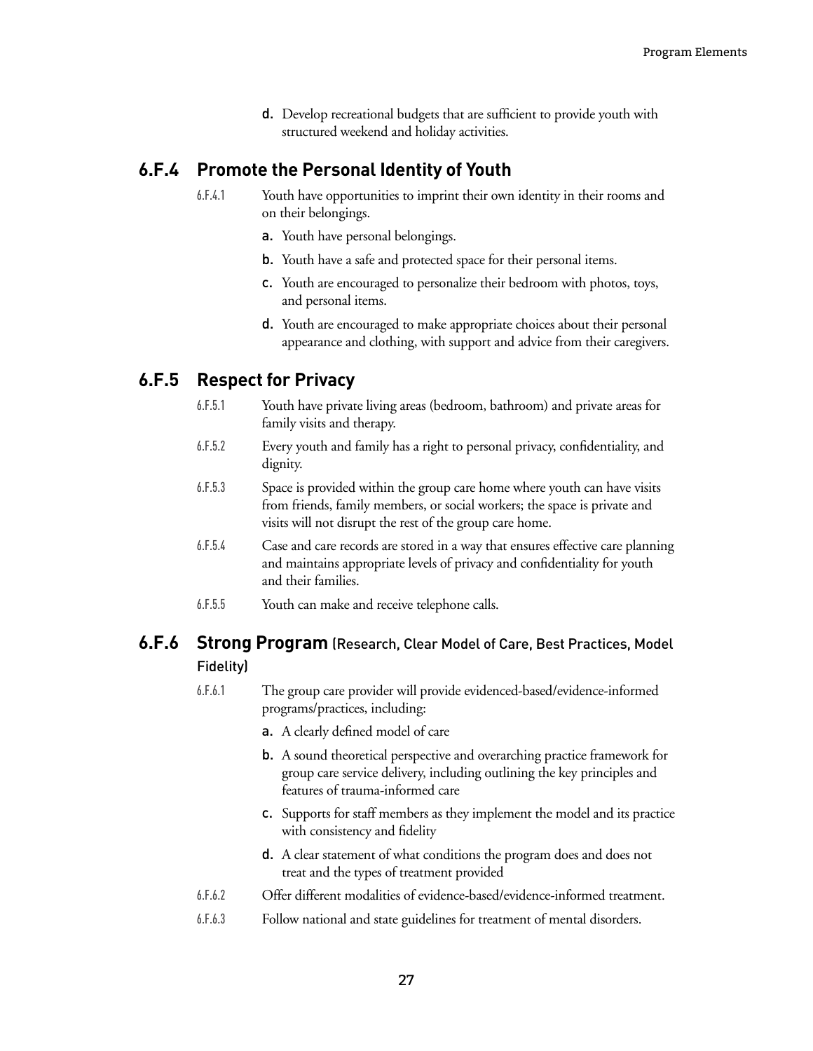d. Develop recreational budgets that are sufficient to provide youth with structured weekend and holiday activities.

## 6.F.4 Promote the Personal Identity of Youth

6.F.4.1 Youth have opportunities to imprint their own identity in their rooms and on their belongings.

a. Youth have personal belongings.

b. Youth have a safe and protected space for their personal items.

c. Youth are encouraged to personalize their bedroom with photos, toys, and personal items.

d. Youth are encouraged to make appropriate choices about their personal appearance and clothing, with support and advice from their caregivers.

## 6.F.5 Respect for Privacy

6.F.5.1 Youth have private living areas (bedroom, bathroom) and private areas for family visits and therapy.

6.F.5.2 Every youth and family has a right to personal privacy, confidentiality, and dignity.

6.F.5.3 Space is provided within the group care home where youth can have visits from friends, family members, or social workers; the space is private and visits will not disrupt the rest of the group care home.

6.F.5.4 Case and care records are stored in a way that ensures effective care planning and maintains appropriate levels of privacy and confidentiality for youth and their families.

6.F.5.5 Youth can make and receive telephone calls.

## 6.F.6 Strong Program (Research, Clear Model of Care, Best Practices, Model Fidelity)

6.F.6.1 The group care provider will provide evidenced-based/evidence-informed programs/practices, including:

a. A clearly defined model of care

b. A sound theoretical perspective and overarching practice framework for group care service delivery, including outlining the key principles and features of trauma-informed care

c. Supports for staff members as they implement the model and its practice with consistency and fidelity

d. A clear statement of what conditions the program does and does not treat and the types of treatment provided

6.F.6.2 Offer different modalities of evidence-based/evidence-informed treatment.

6.F.6.3 Follow national and state guidelines for treatment of mental disorders.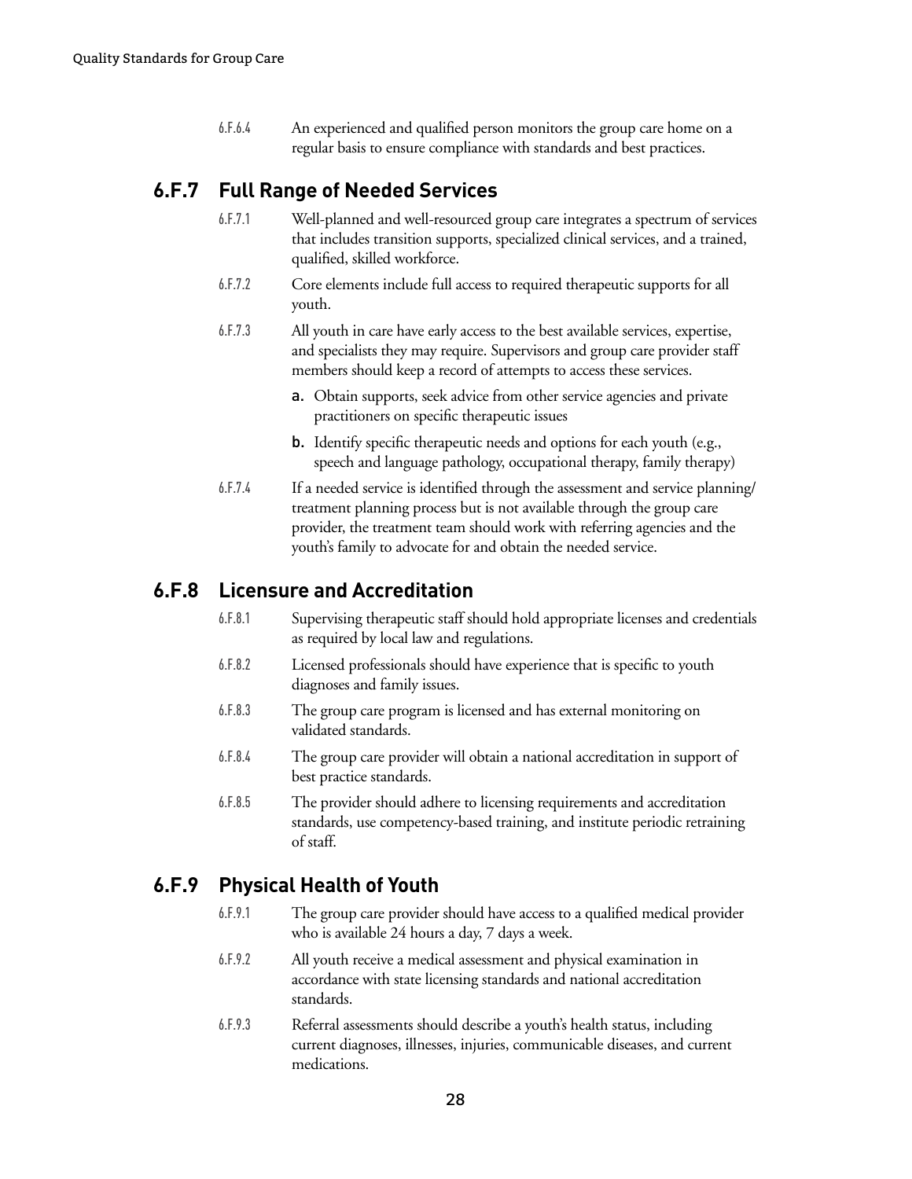6.F.6.4 An experienced and qualified person monitors the group care home on a regular basis to ensure compliance with standards and best practices.

## 6.F.7 Full Range of Needed Services

6.F.7.1 Well-planned and well-resourced group care integrates a spectrum of services that includes transition supports, specialized clinical services, and a trained, qualified, skilled workforce.

6.F.7.2 Core elements include full access to required therapeutic supports for all youth.

6.F.7.3 All youth in care have early access to the best available services, expertise, and specialists they may require. Supervisors and group care provider staff members should keep a record of attempts to access these services.

- **a.** Obtain supports, seek advice from other service agencies and private practitioners on specific therapeutic issues
- **b.** Identify specific therapeutic needs and options for each youth (e.g., speech and language pathology, occupational therapy, family therapy)

6.F.7.4 If a needed service is identified through the assessment and service planning/treatment planning process but is not available through the group care provider, the treatment team should work with referring agencies and the youth's family to advocate for and obtain the needed service.

## 6.F.8 Licensure and Accreditation

6.F.8.1 Supervising therapeutic staff should hold appropriate licenses and credentials as required by local law and regulations.

6.F.8.2 Licensed professionals should have experience that is specific to youth diagnoses and family issues.

6.F.8.3 The group care program is licensed and has external monitoring on validated standards.

6.F.8.4 The group care provider will obtain a national accreditation in support of best practice standards.

6.F.8.5 The provider should adhere to licensing requirements and accreditation standards, use competency-based training, and institute periodic retraining of staff.

## 6.F.9 Physical Health of Youth

6.F.9.1 The group care provider should have access to a qualified medical provider who is available 24 hours a day, 7 days a week.

6.F.9.2 All youth receive a medical assessment and physical examination in accordance with state licensing standards and national accreditation standards.

6.F.9.3 Referral assessments should describe a youth's health status, including current diagnoses, illnesses, injuries, communicable diseases, and current medications.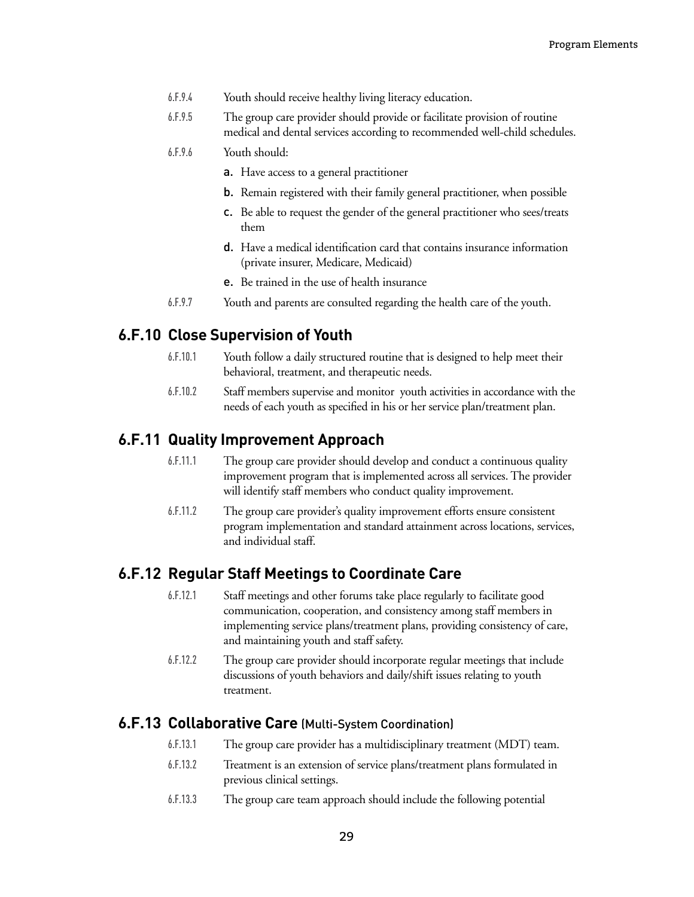6.F.9.4 Youth should receive healthy living literacy education.

6.F.9.5 The group care provider should provide or facilitate provision of routine medical and dental services according to recommended well-child schedules.

6.F.9.6 Youth should:

- **a.** Have access to a general practitioner
- **b.** Remain registered with their family general practitioner, when possible
- **c.** Be able to request the gender of the general practitioner who sees/treats them
- **d.** Have a medical identification card that contains insurance information (private insurer, Medicare, Medicaid)
- **e.** Be trained in the use of health insurance

6.F.9.7 Youth and parents are consulted regarding the health care of the youth.

## 6.F.10 Close Supervision of Youth

6.F.10.1 Youth follow a daily structured routine that is designed to help meet their behavioral, treatment, and therapeutic needs.

6.F.10.2 Staff members supervise and monitor youth activities in accordance with the needs of each youth as specified in his or her service plan/treatment plan.

## 6.F.11 Quality Improvement Approach

6.F.11.1 The group care provider should develop and conduct a continuous quality improvement program that is implemented across all services. The provider will identify staff members who conduct quality improvement.

6.F.11.2 The group care provider's quality improvement efforts ensure consistent program implementation and standard attainment across locations, services, and individual staff.

## 6.F.12 Regular Staff Meetings to Coordinate Care

6.F.12.1 Staff meetings and other forums take place regularly to facilitate good communication, cooperation, and consistency among staff members in implementing service plans/treatment plans, providing consistency of care, and maintaining youth and staff safety.

6.F.12.2 The group care provider should incorporate regular meetings that include discussions of youth behaviors and daily/shift issues relating to youth treatment.

## 6.F.13 Collaborative Care (Multi-System Coordination)

6.F.13.1 The group care provider has a multidisciplinary treatment (MDT) team.

6.F.13.2 Treatment is an extension of service plans/treatment plans formulated in previous clinical settings.

6.F.13.3 The group care team approach should include the following potential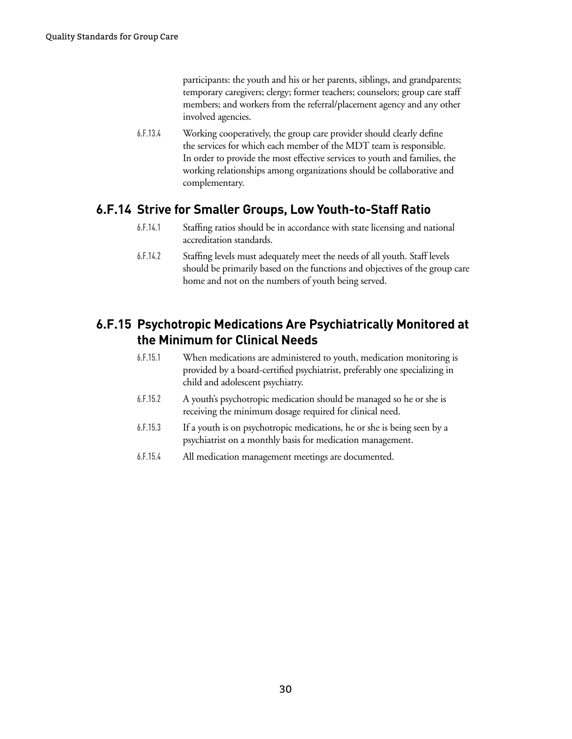participants: the youth and his or her parents, siblings, and grandparents; temporary caregivers; clergy; former teachers; counselors; group care staff members; and workers from the referral/placement agency and any other involved agencies.

6.F.13.4 Working cooperatively, the group care provider should clearly define the services for which each member of the MDT team is responsible. In order to provide the most effective services to youth and families, the working relationships among organizations should be collaborative and complementary.

## 6.F.14 Strive for Smaller Groups, Low Youth-to-Staff Ratio

6.F.14.1 Staffing ratios should be in accordance with state licensing and national accreditation standards.

6.F.14.2 Staffing levels must adequately meet the needs of all youth. Staff levels should be primarily based on the functions and objectives of the group care home and not on the numbers of youth being served.

## 6.F.15 Psychotropic Medications Are Psychiatrically Monitored at the Minimum for Clinical Needs

6.F.15.1 When medications are administered to youth, medication monitoring is provided by a board-certified psychiatrist, preferably one specializing in child and adolescent psychiatry.

6.F.15.2 A youth's psychotropic medication should be managed so he or she is receiving the minimum dosage required for clinical need.

6.F.15.3 If a youth is on psychotropic medications, he or she is being seen by a psychiatrist on a monthly basis for medication management.

6.F.15.4 All medication management meetings are documented.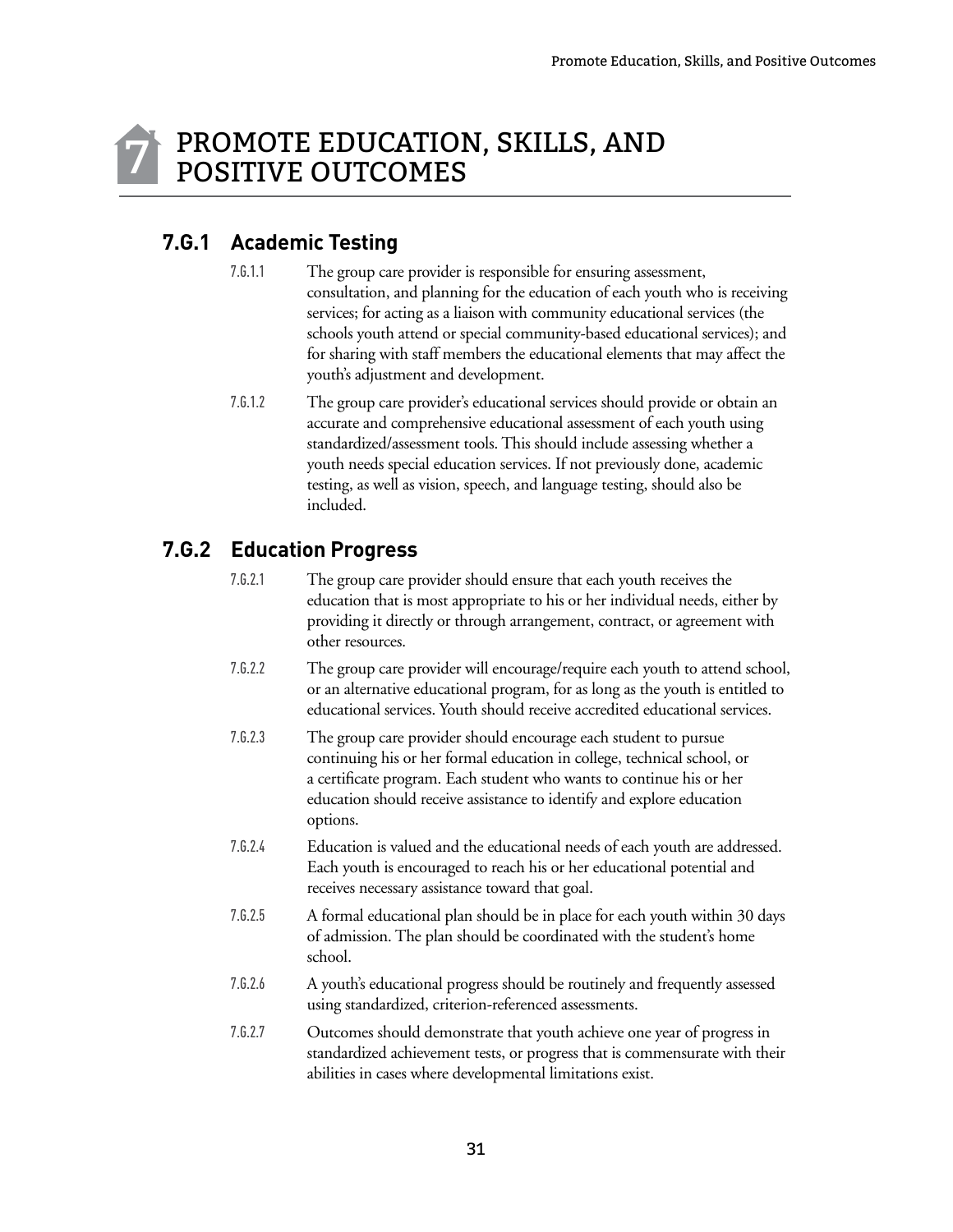# 7 PROMOTE EDUCATION, SKILLS, AND POSITIVE OUTCOMES

## 7.G.1 Academic Testing

7.G.1.1 The group care provider is responsible for ensuring assessment, consultation, and planning for the education of each youth who is receiving services; for acting as a liaison with community educational services (the schools youth attend or special community-based educational services); and for sharing with staff members the educational elements that may affect the youth's adjustment and development.

7.G.1.2 The group care provider's educational services should provide or obtain an accurate and comprehensive educational assessment of each youth using standardized/assessment tools. This should include assessing whether a youth needs special education services. If not previously done, academic testing, as well as vision, speech, and language testing, should also be included.

## 7.G.2 Education Progress

7.G.2.1 The group care provider should ensure that each youth receives the education that is most appropriate to his or her individual needs, either by providing it directly or through arrangement, contract, or agreement with other resources.

7.G.2.2 The group care provider will encourage/require each youth to attend school, or an alternative educational program, for as long as the youth is entitled to educational services. Youth should receive accredited educational services.

7.G.2.3 The group care provider should encourage each student to pursue continuing his or her formal education in college, technical school, or a certificate program. Each student who wants to continue his or her education should receive assistance to identify and explore education options.

7.G.2.4 Education is valued and the educational needs of each youth are addressed. Each youth is encouraged to reach his or her educational potential and receives necessary assistance toward that goal.

7.G.2.5 A formal educational plan should be in place for each youth within 30 days of admission. The plan should be coordinated with the student's home school.

7.G.2.6 A youth's educational progress should be routinely and frequently assessed using standardized, criterion-referenced assessments.

7.G.2.7 Outcomes should demonstrate that youth achieve one year of progress in standardized achievement tests, or progress that is commensurate with their abilities in cases where developmental limitations exist.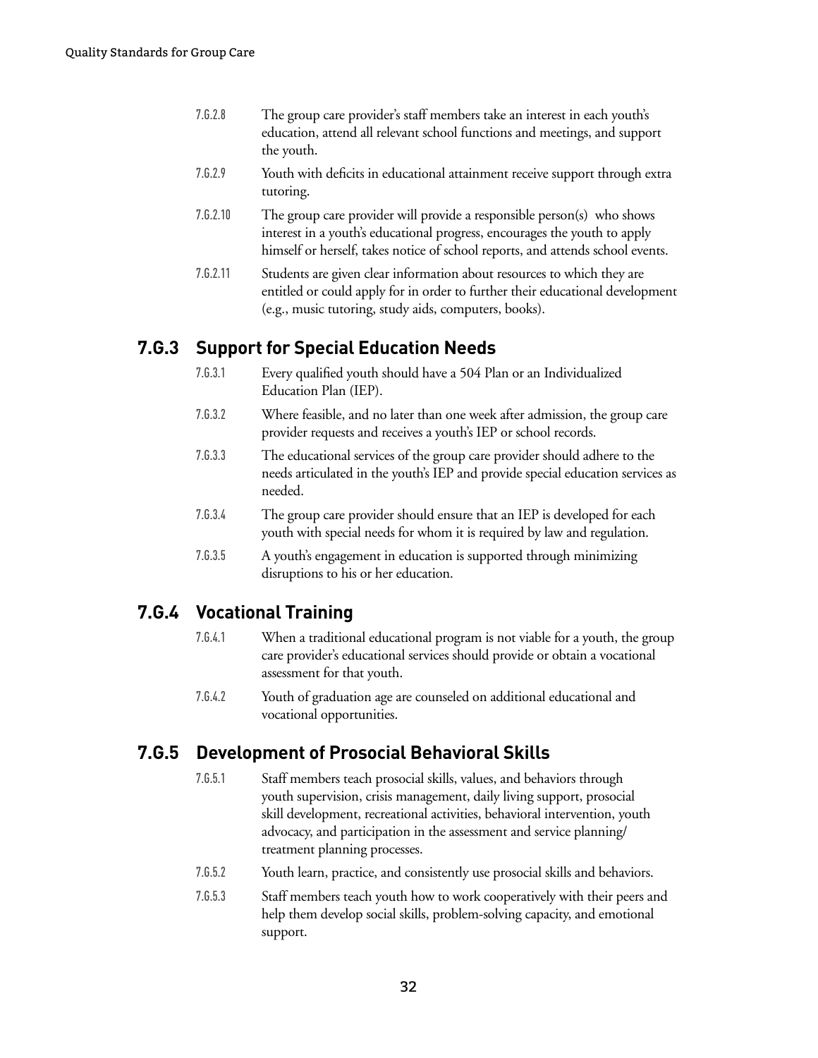7.G.2.8 The group care provider's staff members take an interest in each youth's education, attend all relevant school functions and meetings, and support the youth.

7.G.2.9 Youth with deficits in educational attainment receive support through extra tutoring.

7.G.2.10 The group care provider will provide a responsible person(s) who shows interest in a youth's educational progress, encourages the youth to apply himself or herself, takes notice of school reports, and attends school events.

7.G.2.11 Students are given clear information about resources to which they are entitled or could apply for in order to further their educational development (e.g., music tutoring, study aids, computers, books).

## 7.G.3 Support for Special Education Needs

7.G.3.1 Every qualified youth should have a 504 Plan or an Individualized Education Plan (IEP).

7.G.3.2 Where feasible, and no later than one week after admission, the group care provider requests and receives a youth's IEP or school records.

7.G.3.3 The educational services of the group care provider should adhere to the needs articulated in the youth's IEP and provide special education services as needed.

7.G.3.4 The group care provider should ensure that an IEP is developed for each youth with special needs for whom it is required by law and regulation.

7.G.3.5 A youth's engagement in education is supported through minimizing disruptions to his or her education.

## 7.G.4 Vocational Training

7.G.4.1 When a traditional educational program is not viable for a youth, the group care provider's educational services should provide or obtain a vocational assessment for that youth.

7.G.4.2 Youth of graduation age are counseled on additional educational and vocational opportunities.

## 7.G.5 Development of Prosocial Behavioral Skills

7.G.5.1 Staff members teach prosocial skills, values, and behaviors through youth supervision, crisis management, daily living support, prosocial skill development, recreational activities, behavioral intervention, youth advocacy, and participation in the assessment and service planning/treatment planning processes.

7.G.5.2 Youth learn, practice, and consistently use prosocial skills and behaviors.

7.G.5.3 Staff members teach youth how to work cooperatively with their peers and help them develop social skills, problem-solving capacity, and emotional support.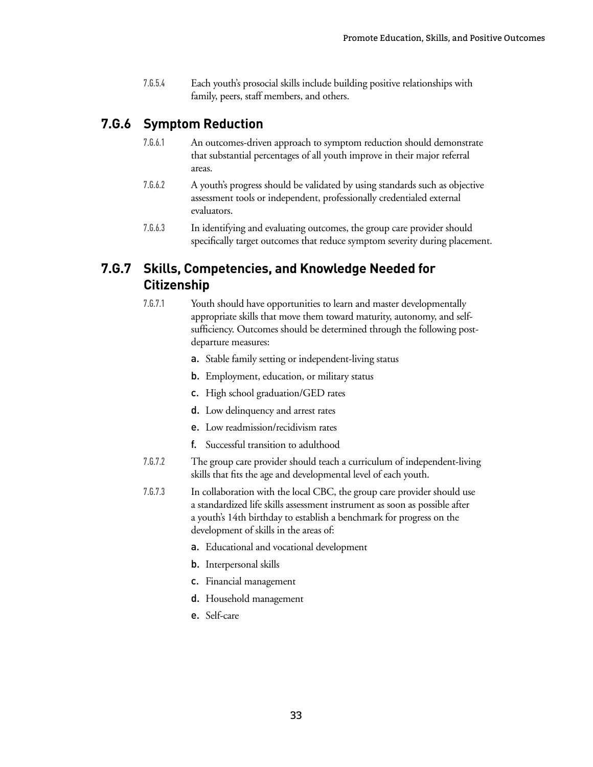7.G.5.4 Each youth's prosocial skills include building positive relationships with family, peers, staff members, and others.

## 7.G.6 Symptom Reduction

7.G.6.1 An outcomes-driven approach to symptom reduction should demonstrate that substantial percentages of all youth improve in their major referral areas.

7.G.6.2 A youth's progress should be validated by using standards such as objective assessment tools or independent, professionally credentialed external evaluators.

7.G.6.3 In identifying and evaluating outcomes, the group care provider should specifically target outcomes that reduce symptom severity during placement.

## 7.G.7 Skills, Competencies, and Knowledge Needed for Citizenship

7.G.7.1 Youth should have opportunities to learn and master developmentally appropriate skills that move them toward maturity, autonomy, and self-sufficiency. Outcomes should be determined through the following post-departure measures:

a. Stable family setting or independent-living status
b. Employment, education, or military status
c. High school graduation/GED rates
d. Low delinquency and arrest rates
e. Low readmission/recidivism rates
f. Successful transition to adulthood

7.G.7.2 The group care provider should teach a curriculum of independent-living skills that fits the age and developmental level of each youth.

7.G.7.3 In collaboration with the local CBC, the group care provider should use a standardized life skills assessment instrument as soon as possible after a youth's 14th birthday to establish a benchmark for progress on the development of skills in the areas of:

a. Educational and vocational development
b. Interpersonal skills
c. Financial management
d. Household management
e. Self-care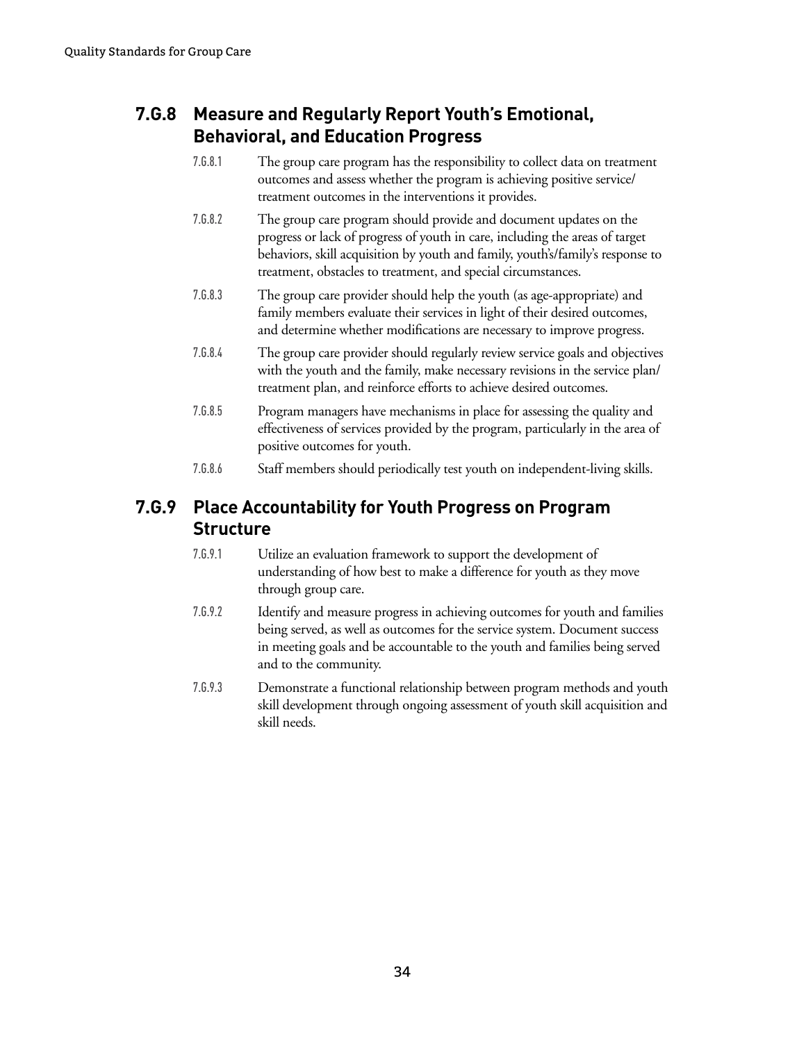## 7.G.8 Measure and Regularly Report Youth's Emotional, Behavioral, and Education Progress

7.G.8.1 The group care program has the responsibility to collect data on treatment outcomes and assess whether the program is achieving positive service/treatment outcomes in the interventions it provides.

7.G.8.2 The group care program should provide and document updates on the progress or lack of progress of youth in care, including the areas of target behaviors, skill acquisition by youth and family, youth's/family's response to treatment, obstacles to treatment, and special circumstances.

7.G.8.3 The group care provider should help the youth (as age-appropriate) and family members evaluate their services in light of their desired outcomes, and determine whether modifications are necessary to improve progress.

7.G.8.4 The group care provider should regularly review service goals and objectives with the youth and the family, make necessary revisions in the service plan/treatment plan, and reinforce efforts to achieve desired outcomes.

7.G.8.5 Program managers have mechanisms in place for assessing the quality and effectiveness of services provided by the program, particularly in the area of positive outcomes for youth.

7.G.8.6 Staff members should periodically test youth on independent-living skills.

## 7.G.9 Place Accountability for Youth Progress on Program Structure

7.G.9.1 Utilize an evaluation framework to support the development of understanding of how best to make a difference for youth as they move through group care.

7.G.9.2 Identify and measure progress in achieving outcomes for youth and families being served, as well as outcomes for the service system. Document success in meeting goals and be accountable to the youth and families being served and to the community.

7.G.9.3 Demonstrate a functional relationship between program methods and youth skill development through ongoing assessment of youth skill acquisition and skill needs.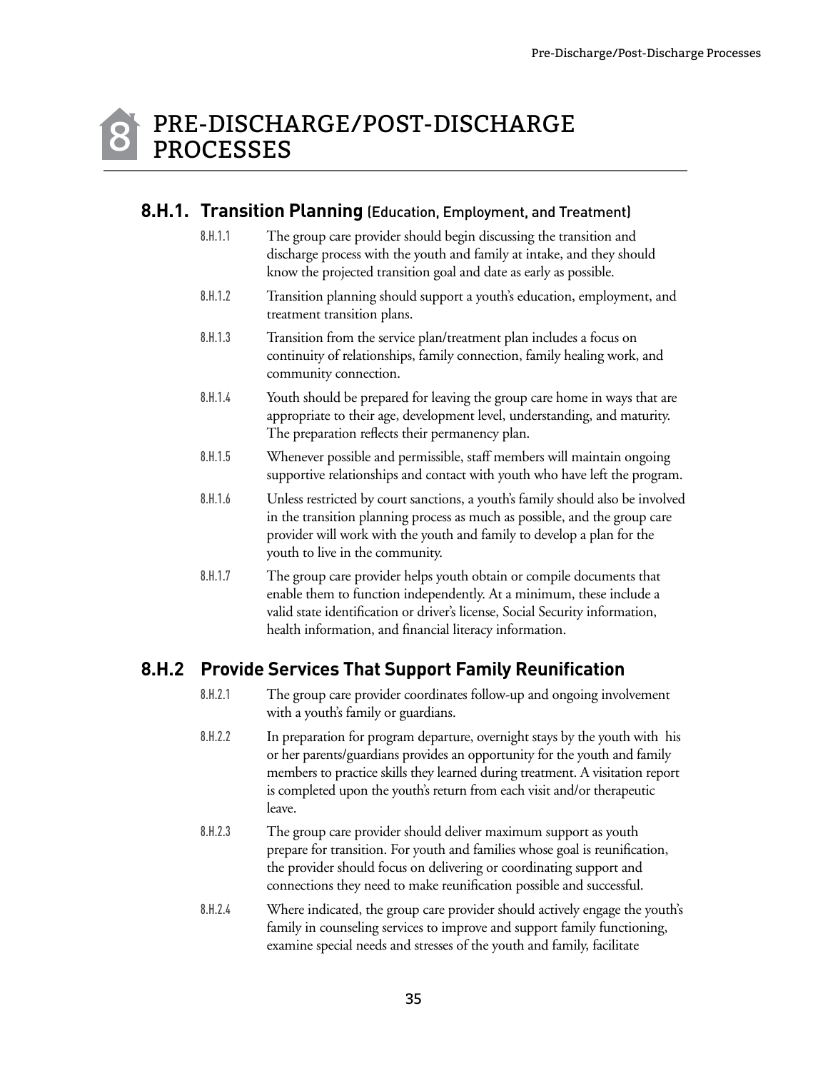# 8 PRE-DISCHARGE/POST-DISCHARGE PROCESSES

## 8.H.1. Transition Planning (Education, Employment, and Treatment)

8.H.1.1 The group care provider should begin discussing the transition and discharge process with the youth and family at intake, and they should know the projected transition goal and date as early as possible.

8.H.1.2 Transition planning should support a youth's education, employment, and treatment transition plans.

8.H.1.3 Transition from the service plan/treatment plan includes a focus on continuity of relationships, family connection, family healing work, and community connection.

8.H.1.4 Youth should be prepared for leaving the group care home in ways that are appropriate to their age, development level, understanding, and maturity. The preparation reflects their permanency plan.

8.H.1.5 Whenever possible and permissible, staff members will maintain ongoing supportive relationships and contact with youth who have left the program.

8.H.1.6 Unless restricted by court sanctions, a youth's family should also be involved in the transition planning process as much as possible, and the group care provider will work with the youth and family to develop a plan for the youth to live in the community.

8.H.1.7 The group care provider helps youth obtain or compile documents that enable them to function independently. At a minimum, these include a valid state identification or driver's license, Social Security information, health information, and financial literacy information.

## 8.H.2 Provide Services That Support Family Reunification

8.H.2.1 The group care provider coordinates follow-up and ongoing involvement with a youth's family or guardians.

8.H.2.2 In preparation for program departure, overnight stays by the youth with his or her parents/guardians provides an opportunity for the youth and family members to practice skills they learned during treatment. A visitation report is completed upon the youth's return from each visit and/or therapeutic leave.

8.H.2.3 The group care provider should deliver maximum support as youth prepare for transition. For youth and families whose goal is reunification, the provider should focus on delivering or coordinating support and connections they need to make reunification possible and successful.

8.H.2.4 Where indicated, the group care provider should actively engage the youth's family in counseling services to improve and support family functioning, examine special needs and stresses of the youth and family, facilitate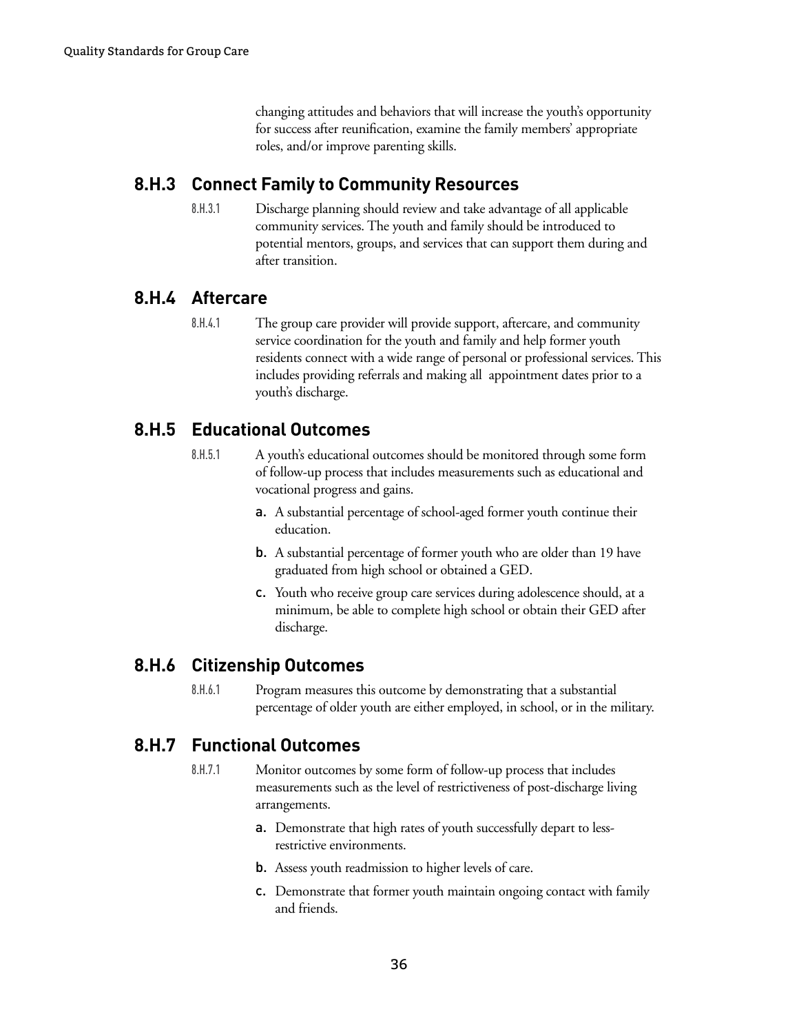changing attitudes and behaviors that will increase the youth's opportunity for success after reunification, examine the family members' appropriate roles, and/or improve parenting skills.

## 8.H.3 Connect Family to Community Resources

8.H.3.1 Discharge planning should review and take advantage of all applicable community services. The youth and family should be introduced to potential mentors, groups, and services that can support them during and after transition.

## 8.H.4 Aftercare

8.H.4.1 The group care provider will provide support, aftercare, and community service coordination for the youth and family and help former youth residents connect with a wide range of personal or professional services. This includes providing referrals and making all appointment dates prior to a youth's discharge.

## 8.H.5 Educational Outcomes

8.H.5.1 A youth's educational outcomes should be monitored through some form of follow-up process that includes measurements such as educational and vocational progress and gains.

a. A substantial percentage of school-aged former youth continue their education.

b. A substantial percentage of former youth who are older than 19 have graduated from high school or obtained a GED.

c. Youth who receive group care services during adolescence should, at a minimum, be able to complete high school or obtain their GED after discharge.

## 8.H.6 Citizenship Outcomes

8.H.6.1 Program measures this outcome by demonstrating that a substantial percentage of older youth are either employed, in school, or in the military.

## 8.H.7 Functional Outcomes

8.H.7.1 Monitor outcomes by some form of follow-up process that includes measurements such as the level of restrictiveness of post-discharge living arrangements.

a. Demonstrate that high rates of youth successfully depart to less-restrictive environments.

b. Assess youth readmission to higher levels of care.

c. Demonstrate that former youth maintain ongoing contact with family and friends.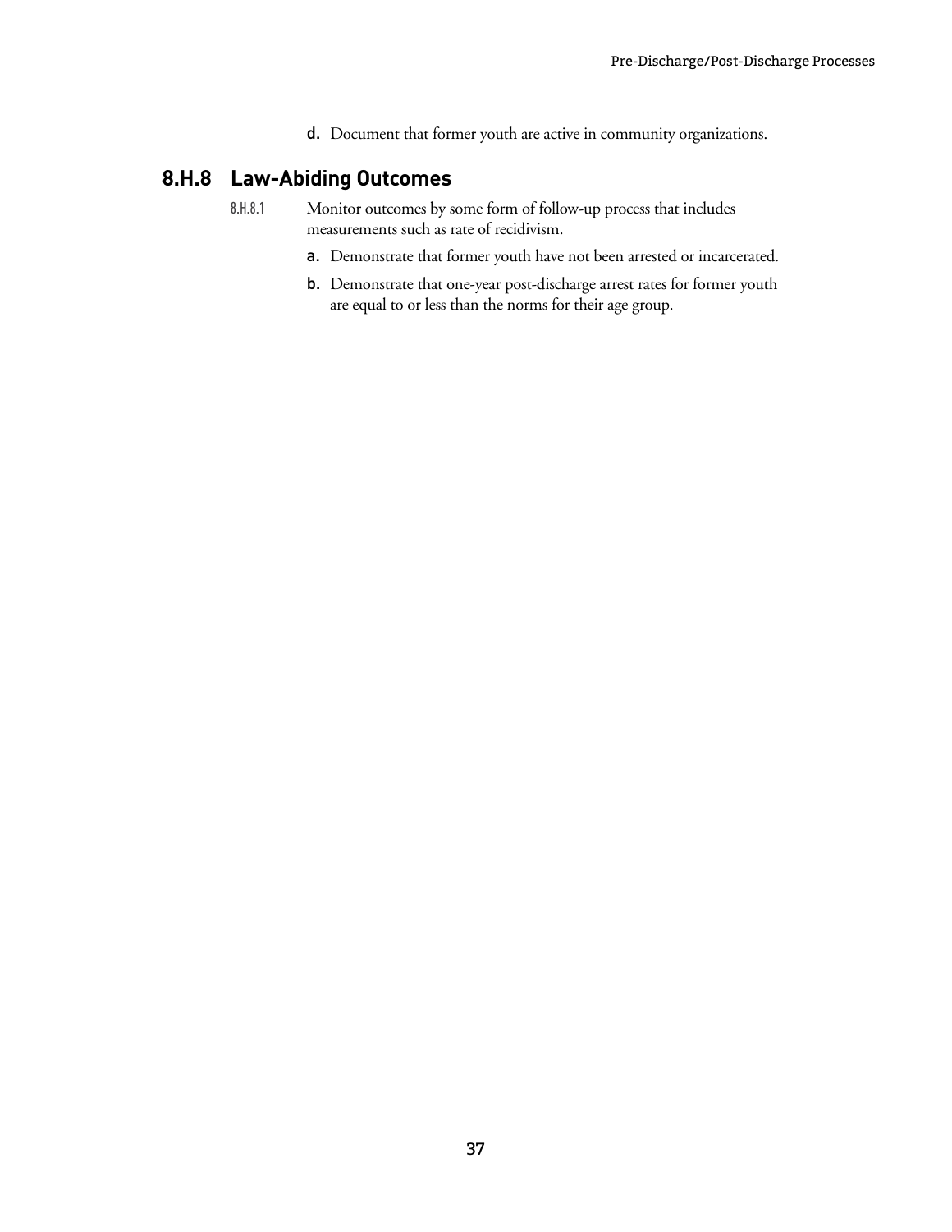d. Document that former youth are active in community organizations.

## 8.H.8 Law-Abiding Outcomes

8.H.8.1 Monitor outcomes by some form of follow-up process that includes measurements such as rate of recidivism.

a. Demonstrate that former youth have not been arrested or incarcerated.

b. Demonstrate that one-year post-discharge arrest rates for former youth are equal to or less than the norms for their age group.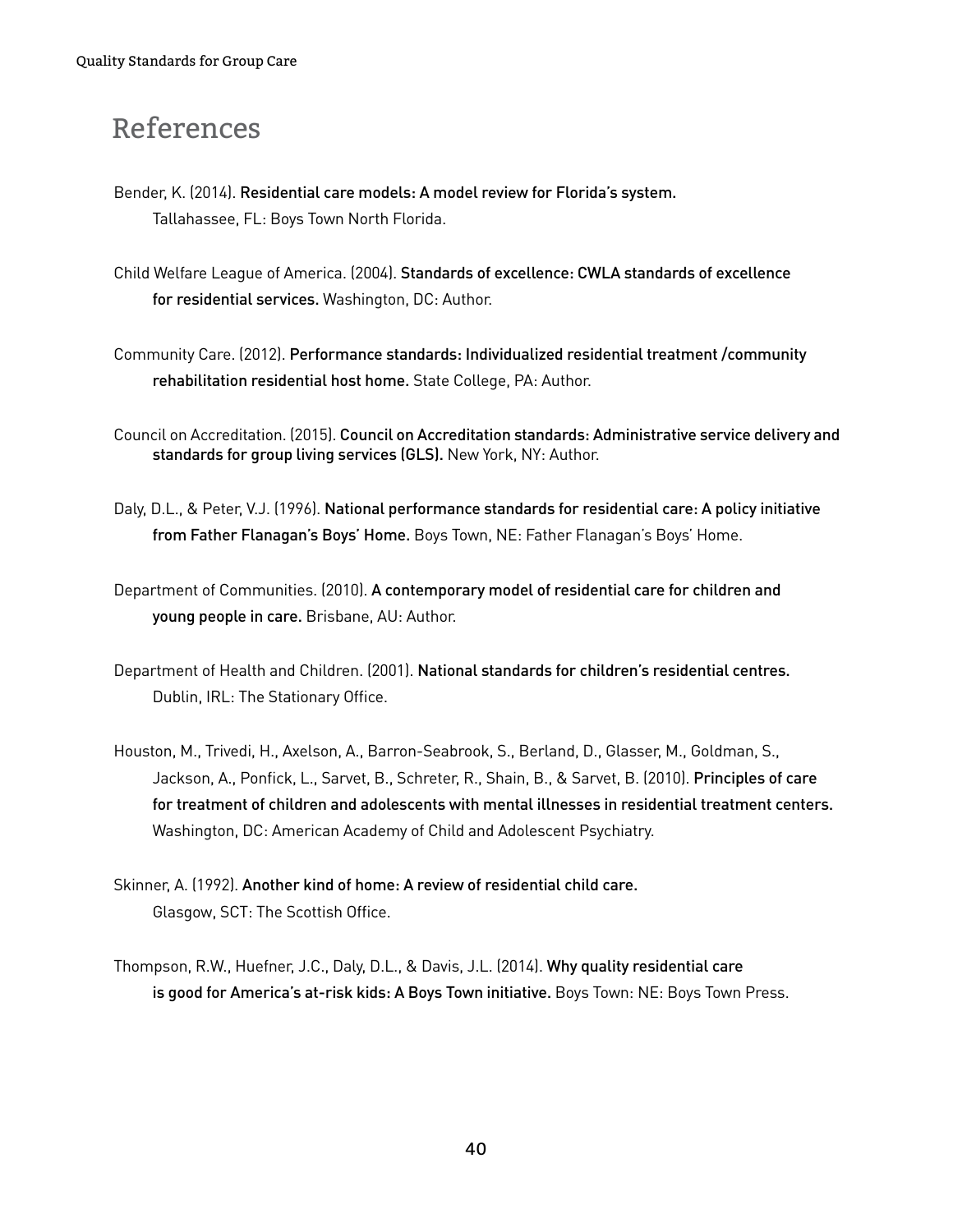# References

Bender, K. (2014). **Residential care models: A model review for Florida's system.** Tallahassee, FL: Boys Town North Florida.

Child Welfare League of America. (2004). **Standards of excellence: CWLA standards of excellence for residential services.** Washington, DC: Author.

Community Care. (2012). **Performance standards: Individualized residential treatment /community rehabilitation residential host home.** State College, PA: Author.

Council on Accreditation. (2015). **Council on Accreditation standards: Administrative service delivery and standards for group living services (GLS).** New York, NY: Author.

Daly, D.L., & Peter, V.J. (1996). **National performance standards for residential care: A policy initiative from Father Flanagan's Boys' Home.** Boys Town, NE: Father Flanagan's Boys' Home.

Department of Communities. (2010). **A contemporary model of residential care for children and young people in care.** Brisbane, AU: Author.

Department of Health and Children. (2001). **National standards for children's residential centres.** Dublin, IRL: The Stationary Office.

Houston, M., Trivedi, H., Axelson, A., Barron-Seabrook, S., Berland, D., Glasser, M., Goldman, S., Jackson, A., Ponfick, L., Sarvet, B., Schreter, R., Shain, B., & Sarvet, B. (2010). **Principles of care for treatment of children and adolescents with mental illnesses in residential treatment centers.** Washington, DC: American Academy of Child and Adolescent Psychiatry.

Skinner, A. (1992). **Another kind of home: A review of residential child care.** Glasgow, SCT: The Scottish Office.

Thompson, R.W., Huefner, J.C., Daly, D.L., & Davis, J.L. (2014). **Why quality residential care is good for America's at-risk kids: A Boys Town initiative.** Boys Town: NE: Boys Town Press.